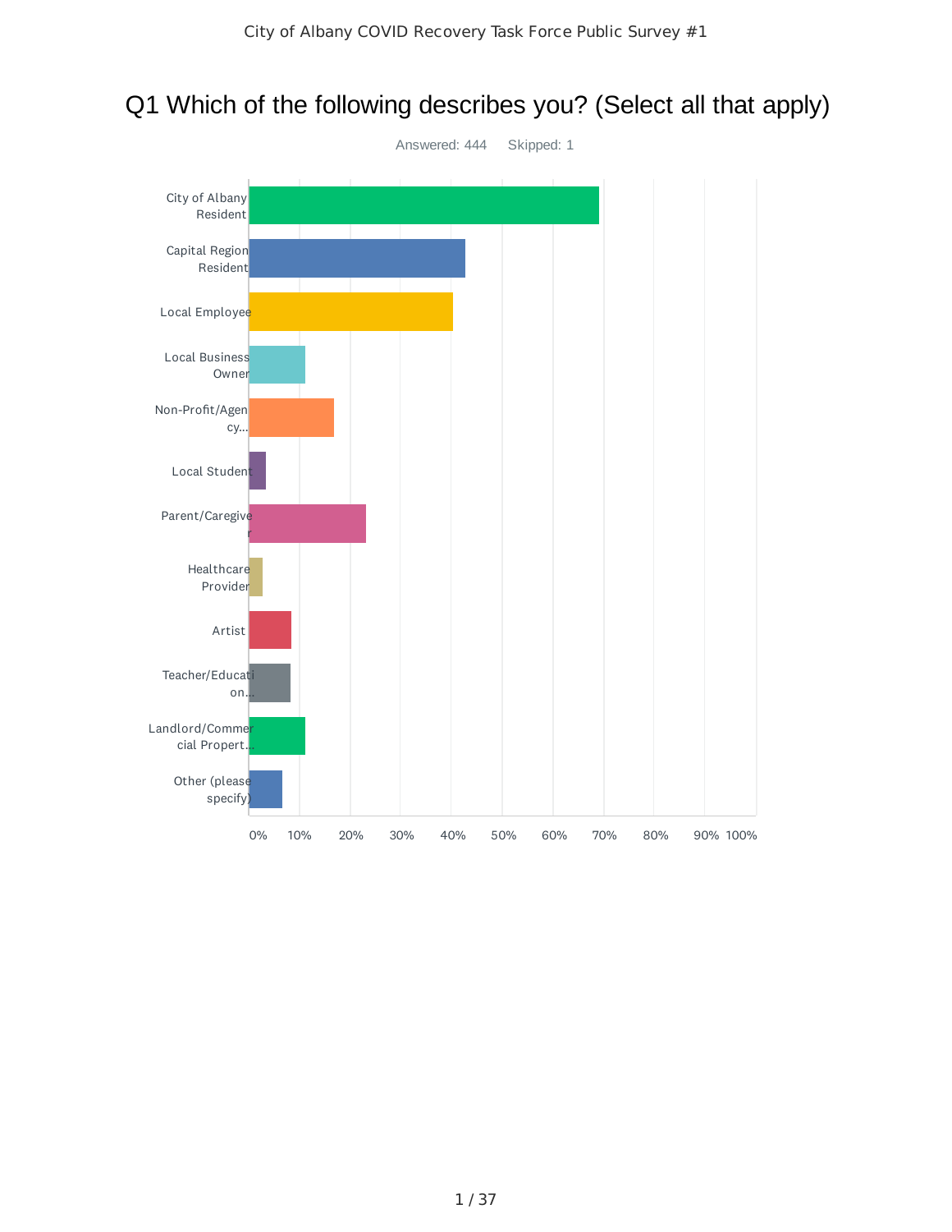# Q1 Which of the following describes you? (Select all that apply)

Answered: 444 Skipped: 1

- City of Albany Resident
- Capital Region Resident
- Local Employee
- Local Business Owner
- Non-Profit/Agency...
- Local Student
- Parent/Caregiver
- Healthcare Provider
- Artist
- Teacher/Education...
- Landlord/Commercial Propert...
- Other (please specify)

0% 10% 20% 30% 40% 50% 60% 70% 80% 90% 100%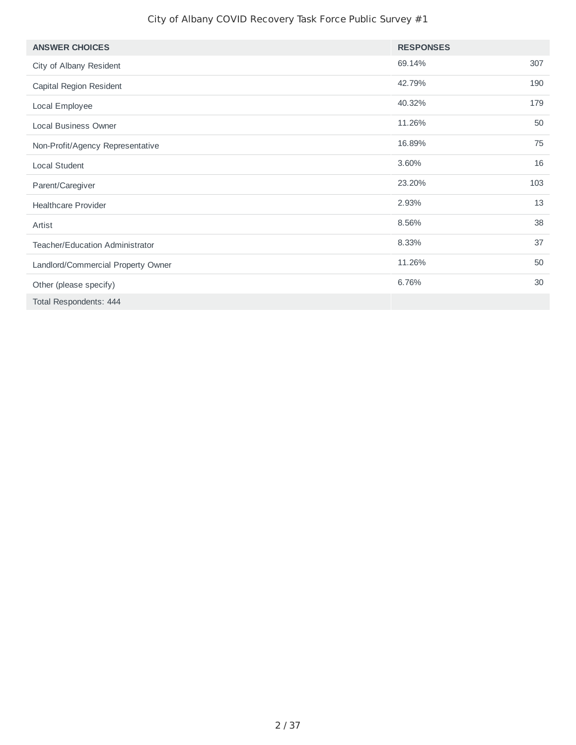| ANSWER CHOICES | RESPONSES | |
|---|---|---|
| City of Albany Resident | 69.14% | 307 |
| Capital Region Resident | 42.79% | 190 |
| Local Employee | 40.32% | 179 |
| Local Business Owner | 11.26% | 50 |
| Non-Profit/Agency Representative | 16.89% | 75 |
| Local Student | 3.60% | 16 |
| Parent/Caregiver | 23.20% | 103 |
| Healthcare Provider | 2.93% | 13 |
| Artist | 8.56% | 38 |
| Teacher/Education Administrator | 8.33% | 37 |
| Landlord/Commercial Property Owner | 11.26% | 50 |
| Other (please specify) | 6.76% | 30 |
| Total Respondents: 444 | | |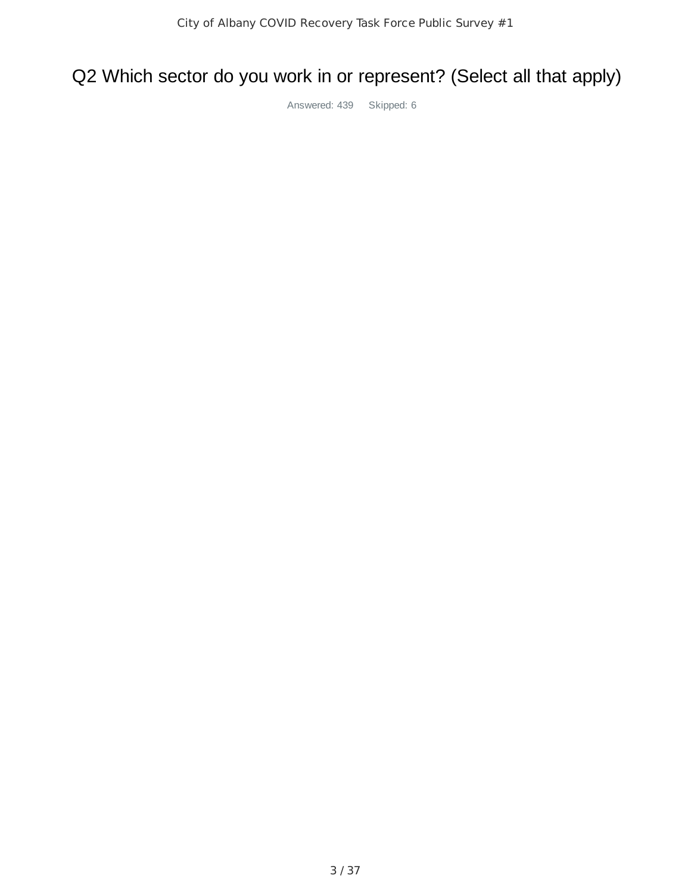# Q2 Which sector do you work in or represent? (Select all that apply)

Answered: 439 Skipped: 6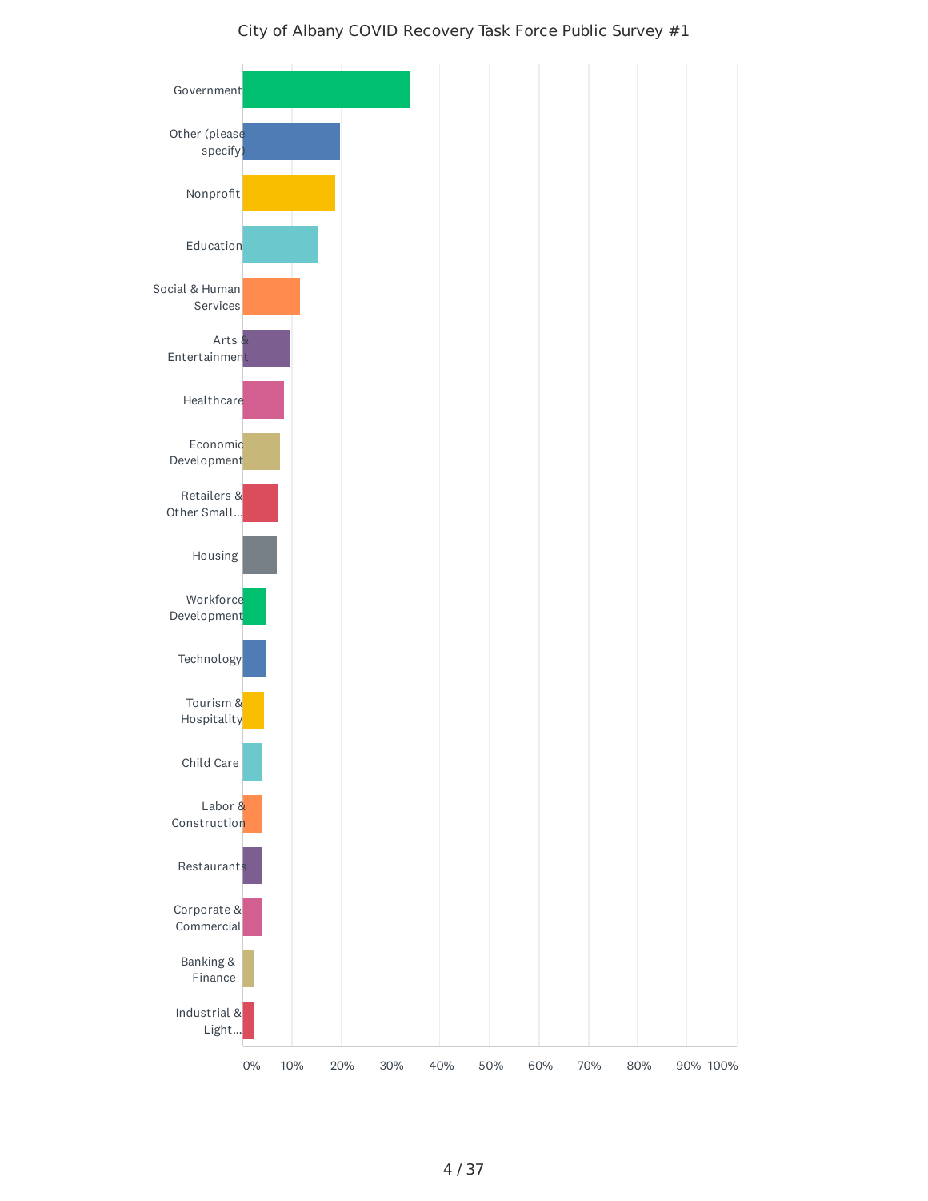# City of Albany COVID Recovery Task Force Public Survey #1

| Category |
|---|
| Government |
| Other (please specify) |
| Nonprofit |
| Education |
| Social & Human Services |
| Arts & Entertainment |
| Healthcare |
| Economic Development |
| Retailers & Other Small... |
| Housing |
| Workforce Development |
| Technology |
| Tourism & Hospitality |
| Child Care |
| Labor & Construction |
| Restaurants |
| Corporate & Commercial |
| Banking & Finance |
| Industrial & Light... |

0% 10% 20% 30% 40% 50% 60% 70% 80% 90% 100%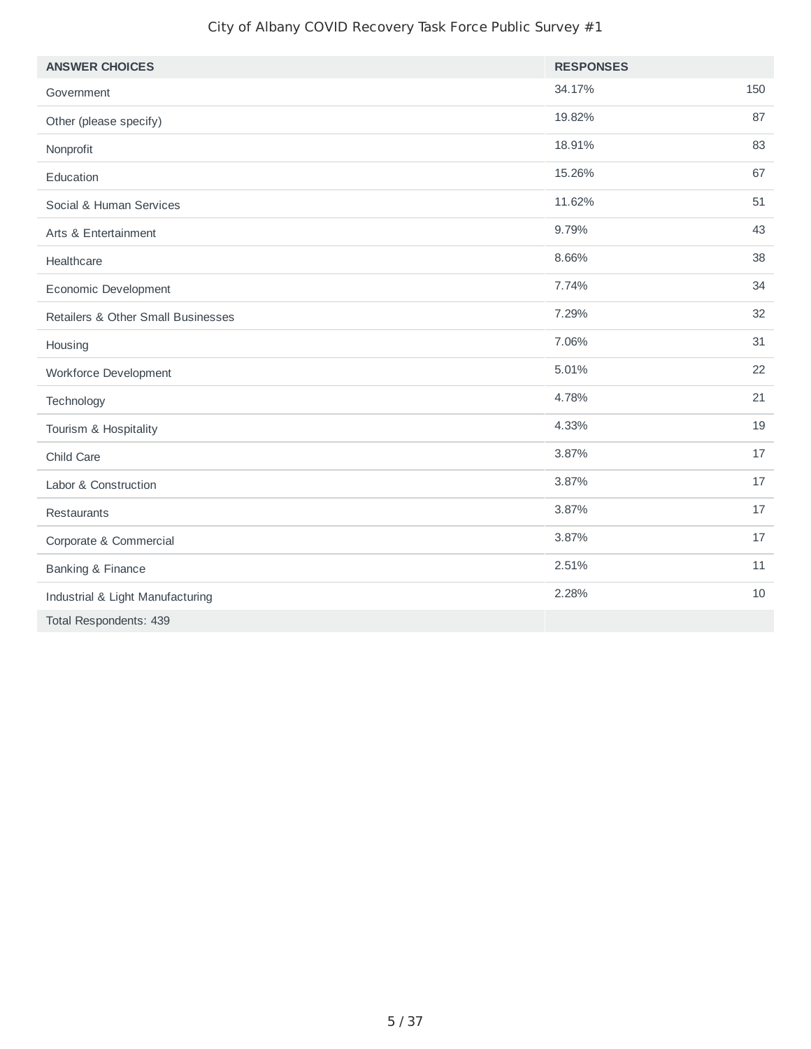| ANSWER CHOICES | RESPONSES | |
|---|---|---|
| Government | 34.17% | 150 |
| Other (please specify) | 19.82% | 87 |
| Nonprofit | 18.91% | 83 |
| Education | 15.26% | 67 |
| Social & Human Services | 11.62% | 51 |
| Arts & Entertainment | 9.79% | 43 |
| Healthcare | 8.66% | 38 |
| Economic Development | 7.74% | 34 |
| Retailers & Other Small Businesses | 7.29% | 32 |
| Housing | 7.06% | 31 |
| Workforce Development | 5.01% | 22 |
| Technology | 4.78% | 21 |
| Tourism & Hospitality | 4.33% | 19 |
| Child Care | 3.87% | 17 |
| Labor & Construction | 3.87% | 17 |
| Restaurants | 3.87% | 17 |
| Corporate & Commercial | 3.87% | 17 |
| Banking & Finance | 2.51% | 11 |
| Industrial & Light Manufacturing | 2.28% | 10 |
| Total Respondents: 439 | | |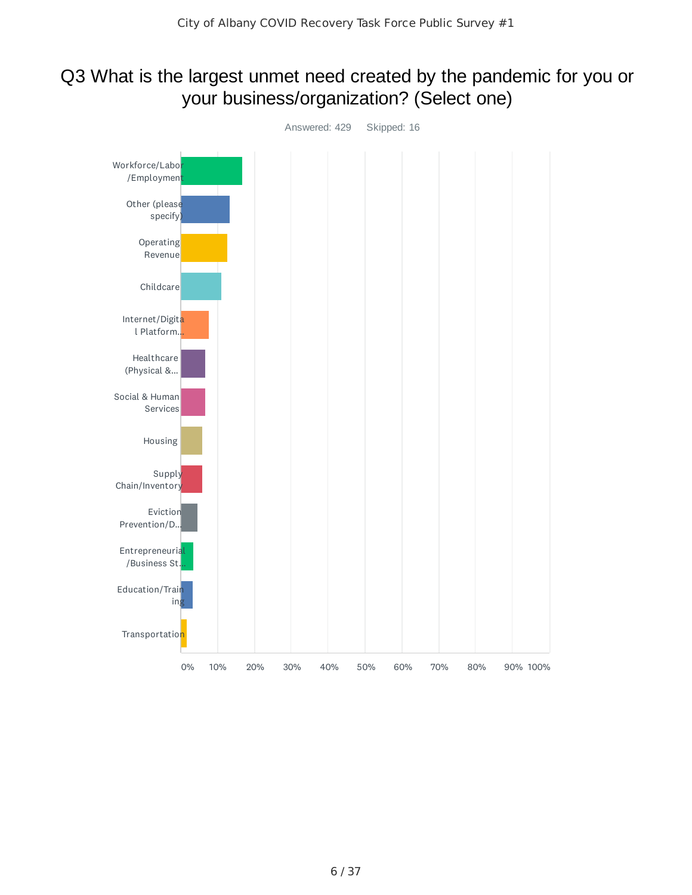# Q3 What is the largest unmet need created by the pandemic for you or your business/organization? (Select one)

Answered: 429 Skipped: 16

| Answer |
| --- |
| Workforce/Labor/Employment |
| Other (please specify) |
| Operating Revenue |
| Childcare |
| Internet/Digital Platform... |
| Healthcare (Physical &... |
| Social & Human Services |
| Housing |
| Supply Chain/Inventory |
| Eviction Prevention/D... |
| Entrepreneurial/Business St... |
| Education/Training |
| Transportation |

0% 10% 20% 30% 40% 50% 60% 70% 80% 90% 100%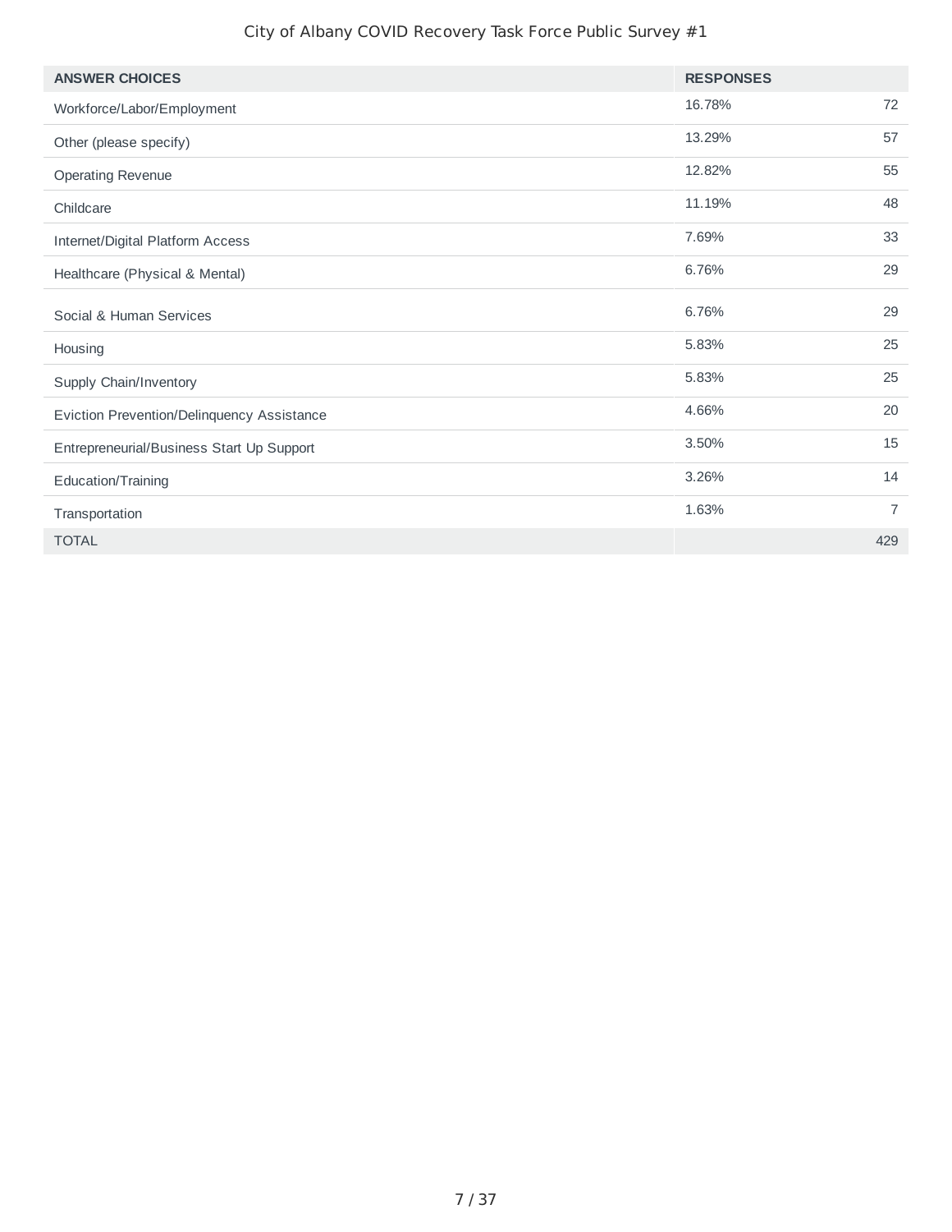| ANSWER CHOICES | RESPONSES | |
|---|---|---|
| Workforce/Labor/Employment | 16.78% | 72 |
| Other (please specify) | 13.29% | 57 |
| Operating Revenue | 12.82% | 55 |
| Childcare | 11.19% | 48 |
| Internet/Digital Platform Access | 7.69% | 33 |
| Healthcare (Physical & Mental) | 6.76% | 29 |
| Social & Human Services | 6.76% | 29 |
| Housing | 5.83% | 25 |
| Supply Chain/Inventory | 5.83% | 25 |
| Eviction Prevention/Delinquency Assistance | 4.66% | 20 |
| Entrepreneurial/Business Start Up Support | 3.50% | 15 |
| Education/Training | 3.26% | 14 |
| Transportation | 1.63% | 7 |
| TOTAL | | 429 |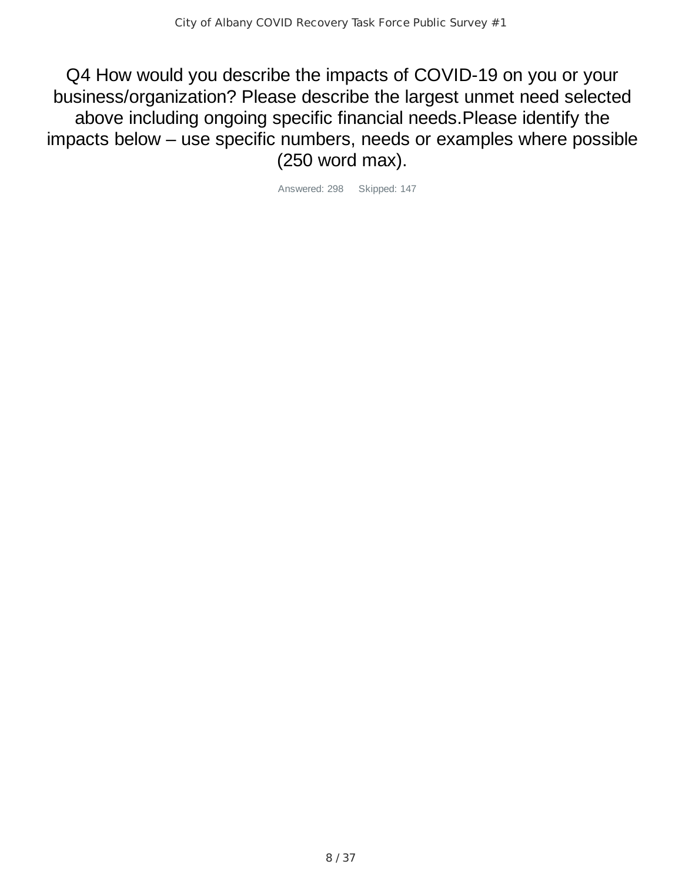# Q4 How would you describe the impacts of COVID-19 on you or your business/organization? Please describe the largest unmet need selected above including ongoing specific financial needs.Please identify the impacts below – use specific numbers, needs or examples where possible (250 word max).

Answered: 298 Skipped: 147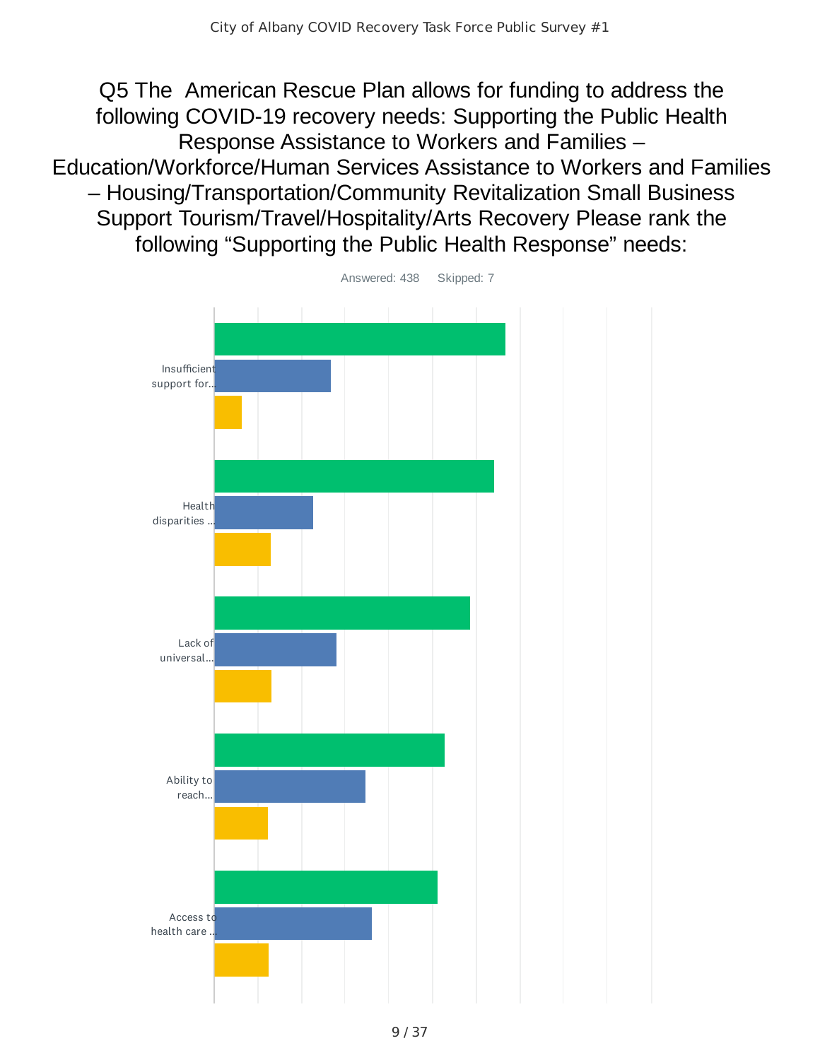## Q5 The American Rescue Plan allows for funding to address the following COVID-19 recovery needs: Supporting the Public Health Response Assistance to Workers and Families – Education/Workforce/Human Services Assistance to Workers and Families – Housing/Transportation/Community Revitalization Small Business Support Tourism/Travel/Hospitality/Arts Recovery Please rank the following “Supporting the Public Health Response” needs:

Answered: 438 Skipped: 7

Insufficient support for...

Health disparities ...

Lack of universal...

Ability to reach...

Access to health care ...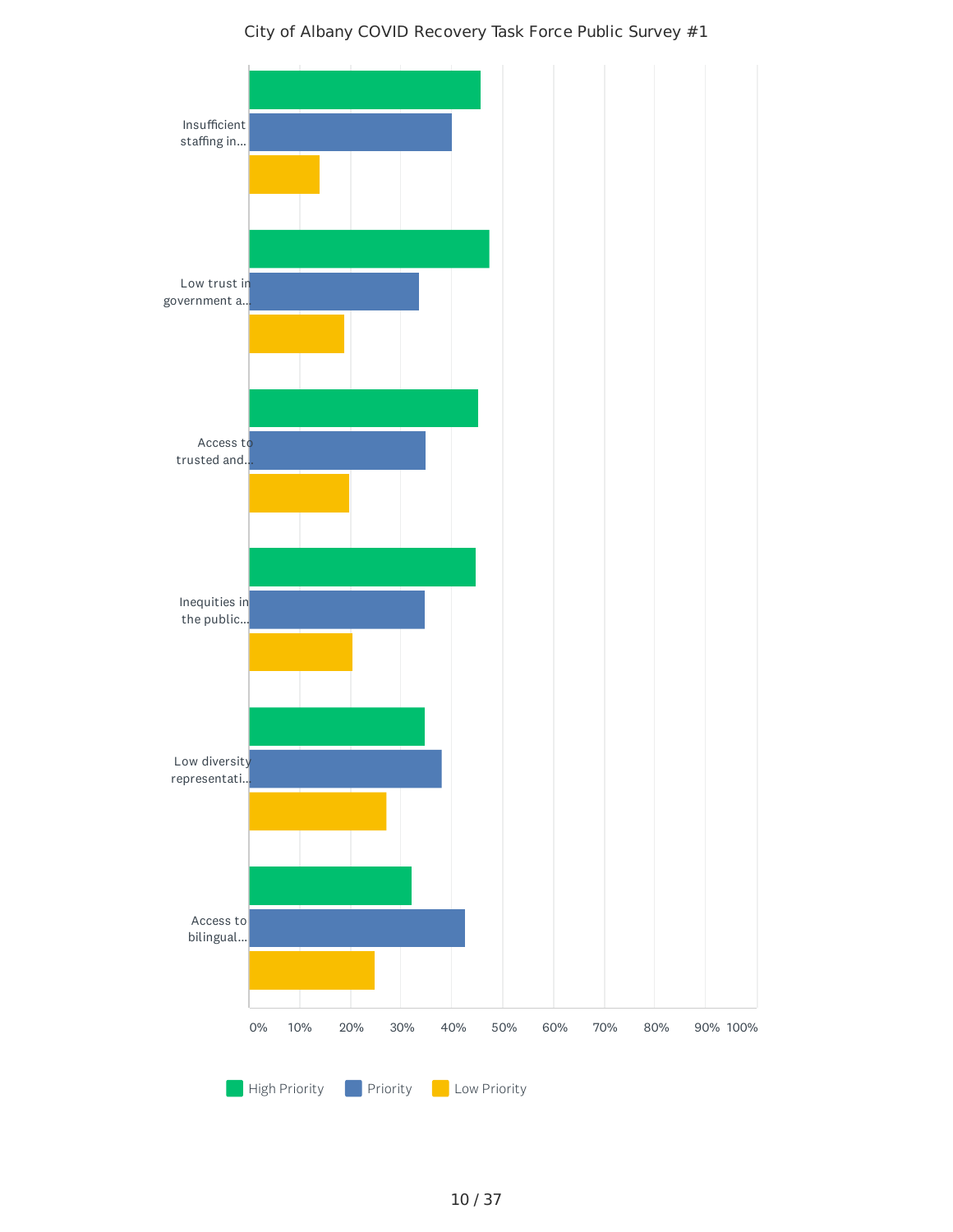City of Albany COVID Recovery Task Force Public Survey #1

Insufficient staffing in...

Low trust in government a...

Access to trusted and...

Inequities in the public...

Low diversity representati...

Access to bilingual...

0% 10% 20% 30% 40% 50% 60% 70% 80% 90% 100%

High Priority | Priority | Low Priority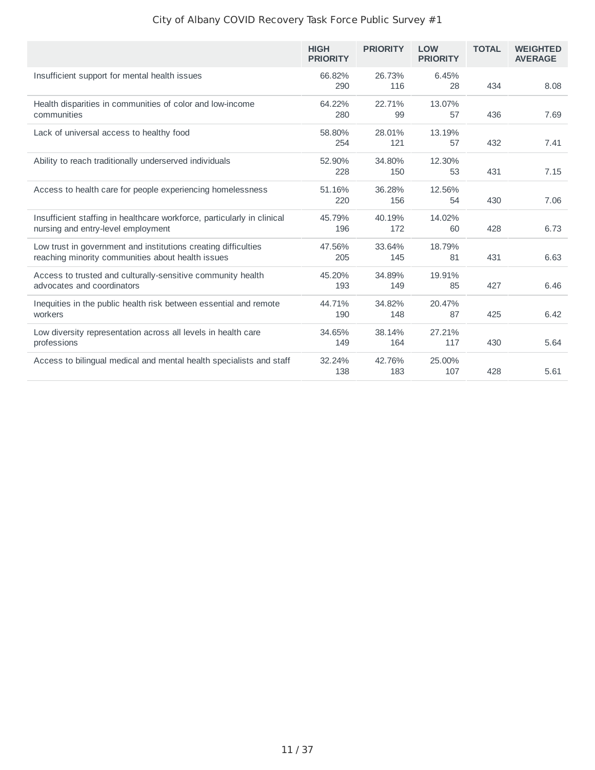| | HIGH PRIORITY | PRIORITY | LOW PRIORITY | TOTAL | WEIGHTED AVERAGE |
|---|---|---|---|---|---|
| Insufficient support for mental health issues | 66.82% 290 | 26.73% 116 | 6.45% 28 | 434 | 8.08 |
| Health disparities in communities of color and low-income communities | 64.22% 280 | 22.71% 99 | 13.07% 57 | 436 | 7.69 |
| Lack of universal access to healthy food | 58.80% 254 | 28.01% 121 | 13.19% 57 | 432 | 7.41 |
| Ability to reach traditionally underserved individuals | 52.90% 228 | 34.80% 150 | 12.30% 53 | 431 | 7.15 |
| Access to health care for people experiencing homelessness | 51.16% 220 | 36.28% 156 | 12.56% 54 | 430 | 7.06 |
| Insufficient staffing in healthcare workforce, particularly in clinical nursing and entry-level employment | 45.79% 196 | 40.19% 172 | 14.02% 60 | 428 | 6.73 |
| Low trust in government and institutions creating difficulties reaching minority communities about health issues | 47.56% 205 | 33.64% 145 | 18.79% 81 | 431 | 6.63 |
| Access to trusted and culturally-sensitive community health advocates and coordinators | 45.20% 193 | 34.89% 149 | 19.91% 85 | 427 | 6.46 |
| Inequities in the public health risk between essential and remote workers | 44.71% 190 | 34.82% 148 | 20.47% 87 | 425 | 6.42 |
| Low diversity representation across all levels in health care professions | 34.65% 149 | 38.14% 164 | 27.21% 117 | 430 | 5.64 |
| Access to bilingual medical and mental health specialists and staff | 32.24% 138 | 42.76% 183 | 25.00% 107 | 428 | 5.61 |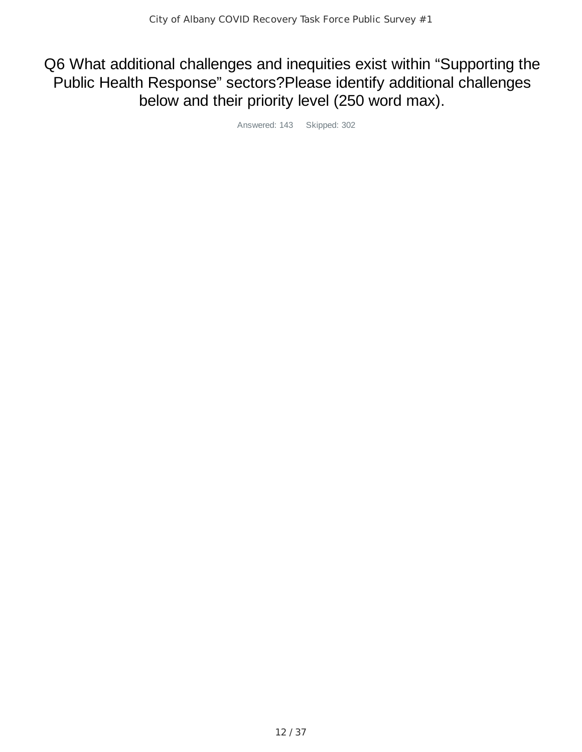# Q6 What additional challenges and inequities exist within “Supporting the Public Health Response” sectors?Please identify additional challenges below and their priority level (250 word max).

Answered: 143 Skipped: 302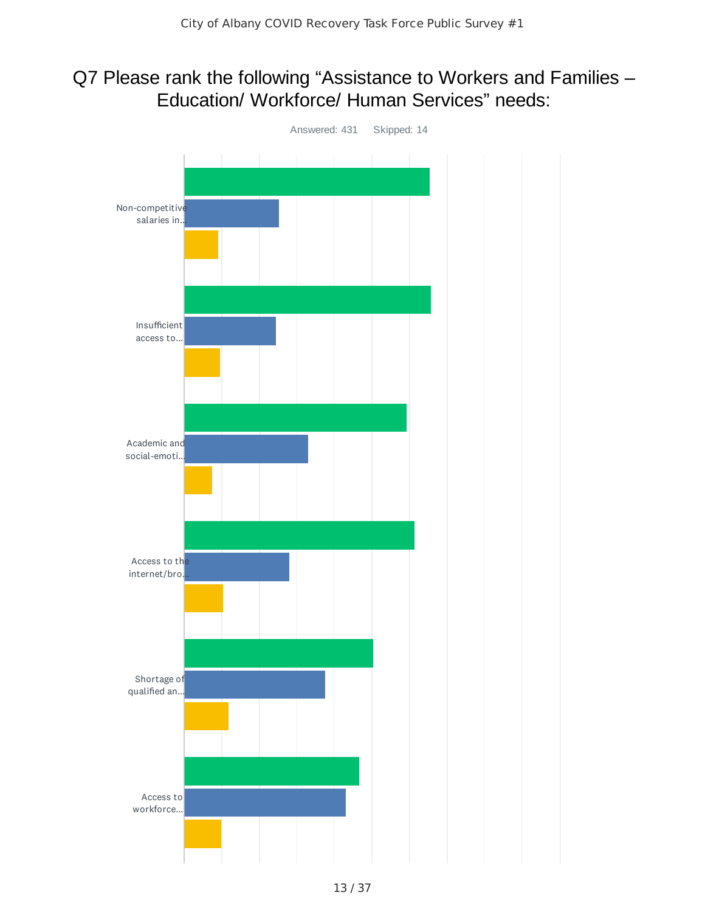# Q7 Please rank the following “Assistance to Workers and Families – Education/ Workforce/ Human Services” needs:

Answered: 431 Skipped: 14

Non-competitive salaries in...

Insufficient access to...

Academic and social-emoti...

Access to the internet/bro...

Shortage of qualified an...

Access to workforce...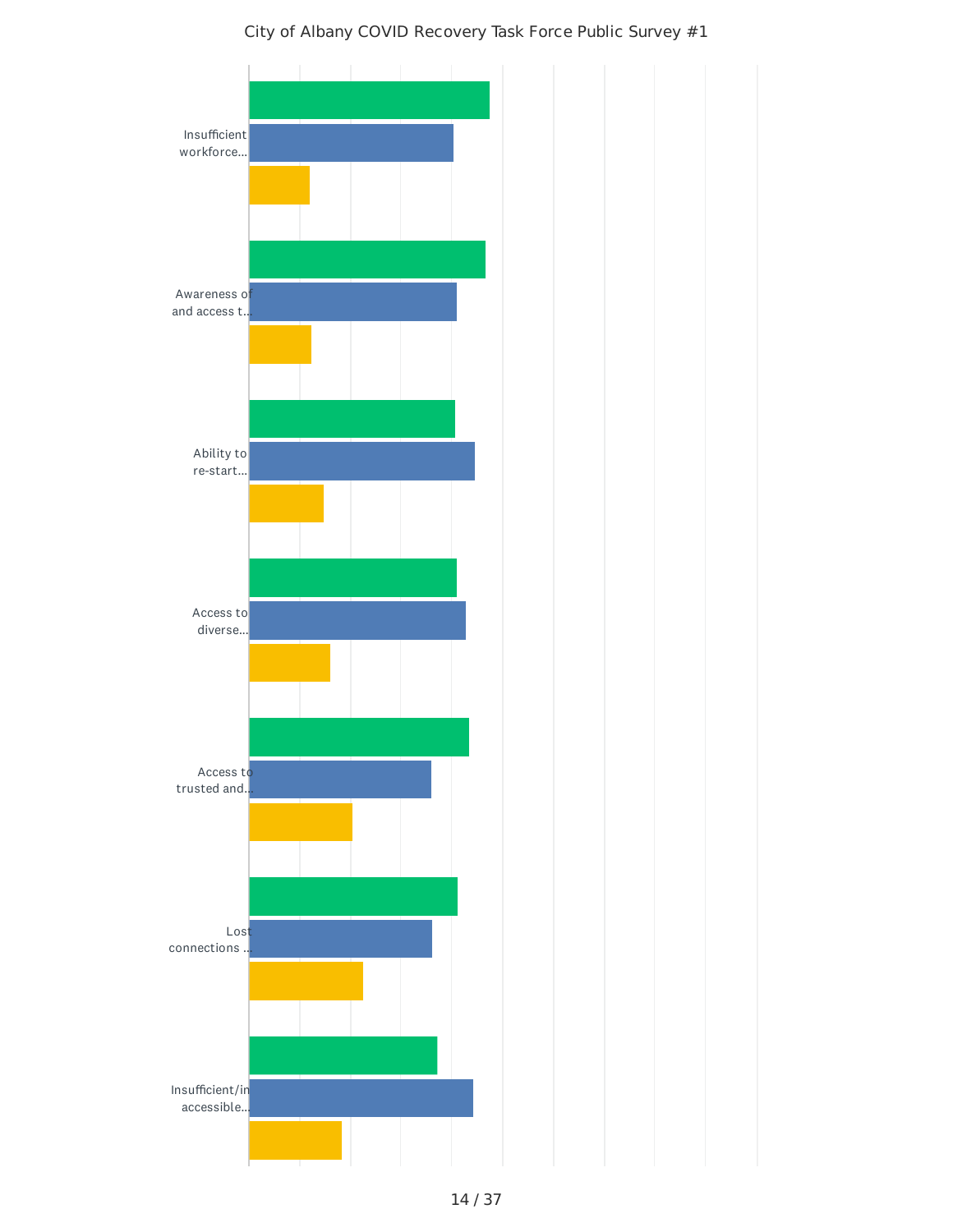City of Albany COVID Recovery Task Force Public Survey #1

Insufficient workforce...

Awareness of and access t...

Ability to re-start...

Access to diverse...

Access to trusted and...

Lost connections ...

Insufficient/inaccessible...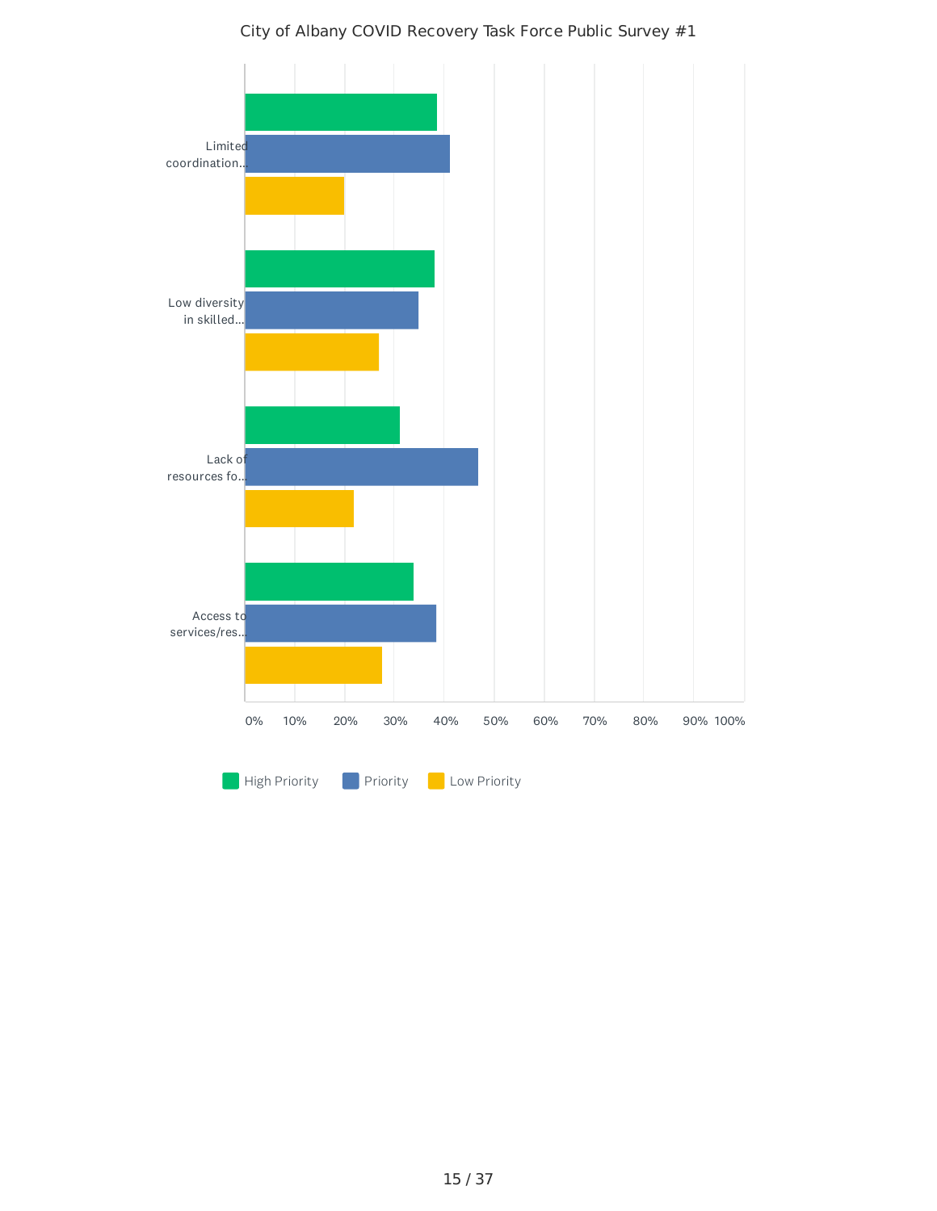City of Albany COVID Recovery Task Force Public Survey #1

Limited coordination...

Low diversity in skilled...

Lack of resources fo...

Access to services/res...

0% 10% 20% 30% 40% 50% 60% 70% 80% 90% 100%

High Priority | Priority | Low Priority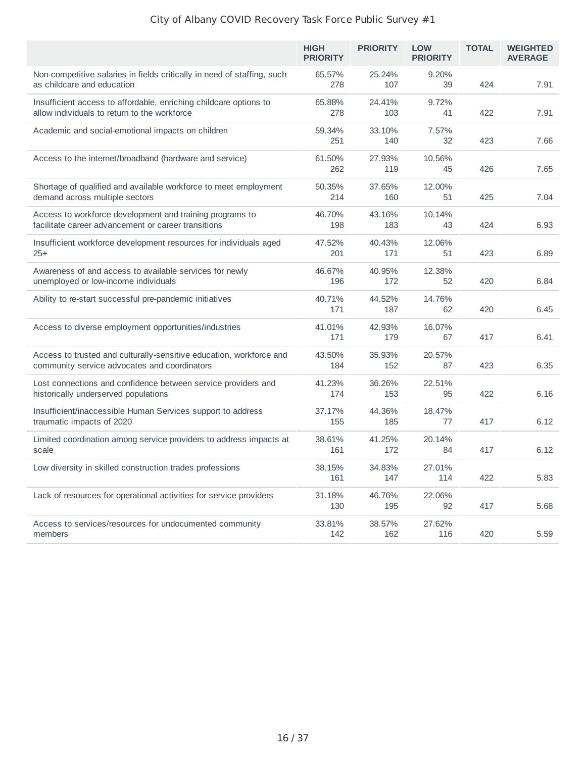City of Albany COVID Recovery Task Force Public Survey #1

| | HIGH PRIORITY | PRIORITY | LOW PRIORITY | TOTAL | WEIGHTED AVERAGE |
|---|---|---|---|---|---|
| Non-competitive salaries in fields critically in need of staffing, such as childcare and education | 65.57%<br>278 | 25.24%<br>107 | 9.20%<br>39 | 424 | 7.91 |
| Insufficient access to affordable, enriching childcare options to allow individuals to return to the workforce | 65.88%<br>278 | 24.41%<br>103 | 9.72%<br>41 | 422 | 7.91 |
| Academic and social-emotional impacts on children | 59.34%<br>251 | 33.10%<br>140 | 7.57%<br>32 | 423 | 7.66 |
| Access to the internet/broadband (hardware and service) | 61.50%<br>262 | 27.93%<br>119 | 10.56%<br>45 | 426 | 7.65 |
| Shortage of qualified and available workforce to meet employment demand across multiple sectors | 50.35%<br>214 | 37.65%<br>160 | 12.00%<br>51 | 425 | 7.04 |
| Access to workforce development and training programs to facilitate career advancement or career transitions | 46.70%<br>198 | 43.16%<br>183 | 10.14%<br>43 | 424 | 6.93 |
| Insufficient workforce development resources for individuals aged 25+ | 47.52%<br>201 | 40.43%<br>171 | 12.06%<br>51 | 423 | 6.89 |
| Awareness of and access to available services for newly unemployed or low-income individuals | 46.67%<br>196 | 40.95%<br>172 | 12.38%<br>52 | 420 | 6.84 |
| Ability to re-start successful pre-pandemic initiatives | 40.71%<br>171 | 44.52%<br>187 | 14.76%<br>62 | 420 | 6.45 |
| Access to diverse employment opportunities/industries | 41.01%<br>171 | 42.93%<br>179 | 16.07%<br>67 | 417 | 6.41 |
| Access to trusted and culturally-sensitive education, workforce and community service advocates and coordinators | 43.50%<br>184 | 35.93%<br>152 | 20.57%<br>87 | 423 | 6.35 |
| Lost connections and confidence between service providers and historically underserved populations | 41.23%<br>174 | 36.26%<br>153 | 22.51%<br>95 | 422 | 6.16 |
| Insufficient/inaccessible Human Services support to address traumatic impacts of 2020 | 37.17%<br>155 | 44.36%<br>185 | 18.47%<br>77 | 417 | 6.12 |
| Limited coordination among service providers to address impacts at scale | 38.61%<br>161 | 41.25%<br>172 | 20.14%<br>84 | 417 | 6.12 |
| Low diversity in skilled construction trades professions | 38.15%<br>161 | 34.83%<br>147 | 27.01%<br>114 | 422 | 5.83 |
| Lack of resources for operational activities for service providers | 31.18%<br>130 | 46.76%<br>195 | 22.06%<br>92 | 417 | 5.68 |
| Access to services/resources for undocumented community members | 33.81%<br>142 | 38.57%<br>162 | 27.62%<br>116 | 420 | 5.59 |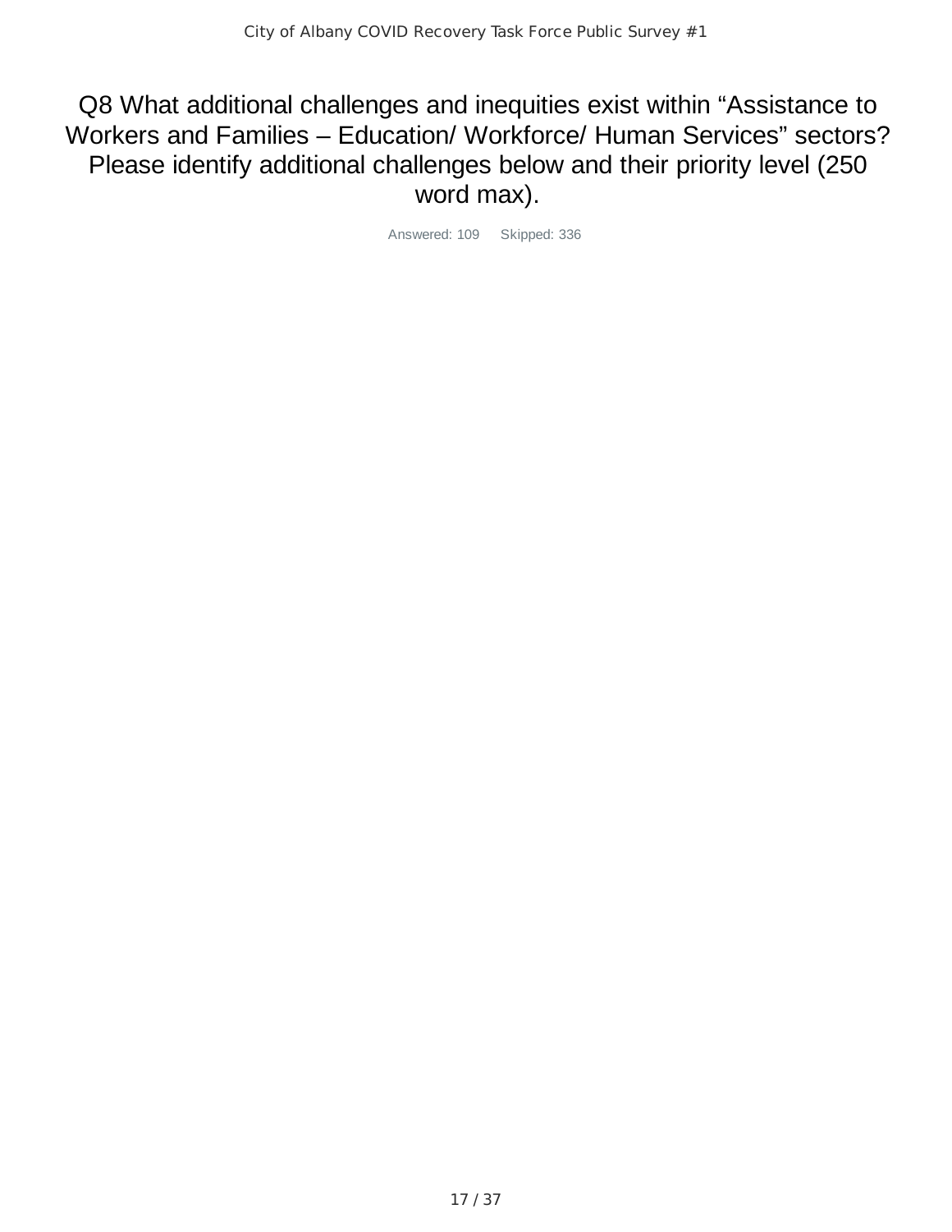# Q8 What additional challenges and inequities exist within "Assistance to Workers and Families – Education/ Workforce/ Human Services" sectors? Please identify additional challenges below and their priority level (250 word max).

Answered: 109 Skipped: 336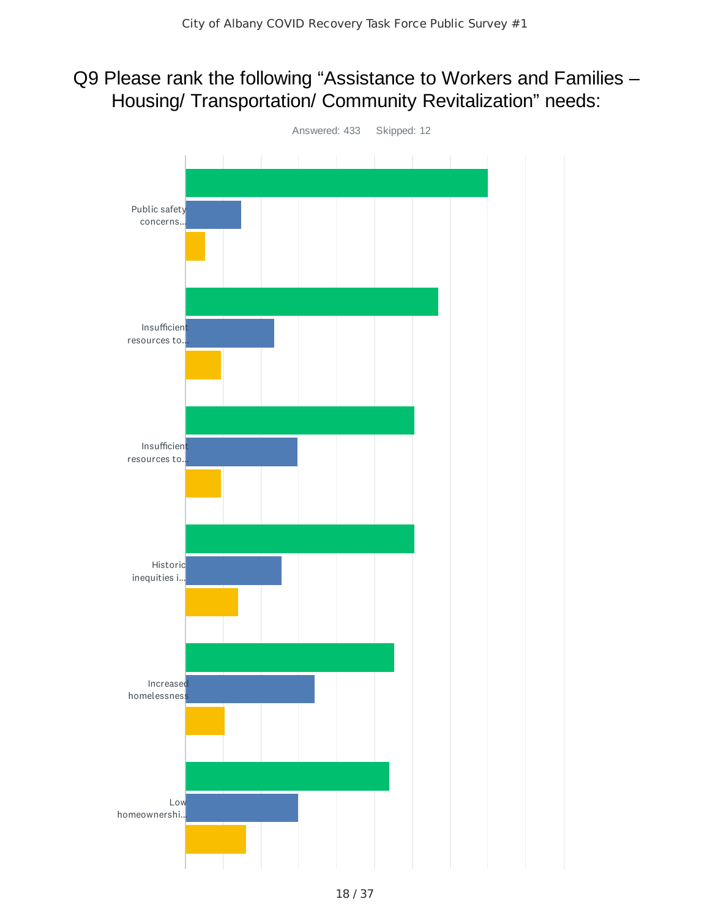# Q9 Please rank the following “Assistance to Workers and Families – Housing/ Transportation/ Community Revitalization” needs:

Answered: 433    Skipped: 12

Public safety concerns...

Insufficient resources to...

Insufficient resources to...

Historic inequities i...

Increased homelessness

Low homeownershi...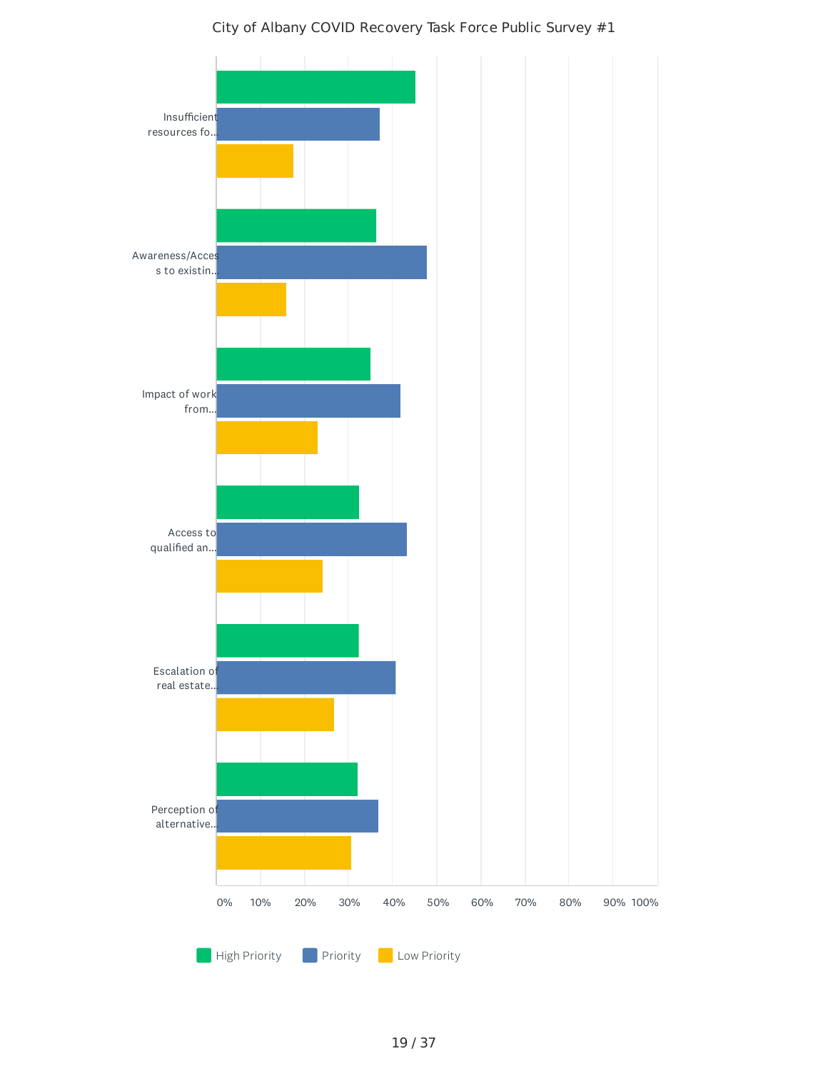City of Albany COVID Recovery Task Force Public Survey #1

| | High Priority | Priority | Low Priority |
|---|---|---|---|
| Insufficient resources fo... | | | |
| Awareness/Access to existin... | | | |
| Impact of work from... | | | |
| Access to qualified an... | | | |
| Escalation of real estate... | | | |
| Perception of alternative... | | | |

0% 10% 20% 30% 40% 50% 60% 70% 80% 90% 100%

High Priority Priority Low Priority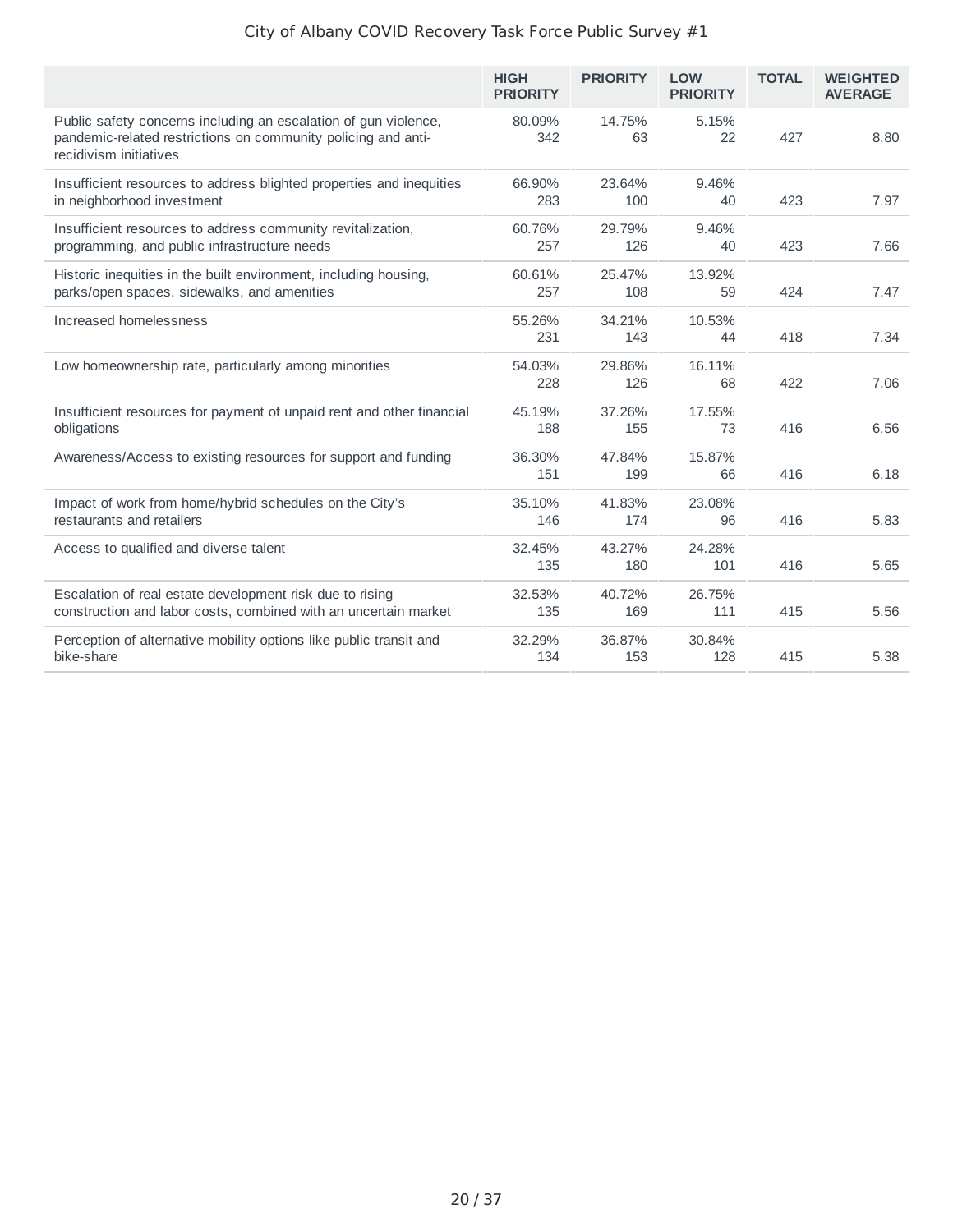City of Albany COVID Recovery Task Force Public Survey #1

| | HIGH PRIORITY | PRIORITY | LOW PRIORITY | TOTAL | WEIGHTED AVERAGE |
|---|---|---|---|---|---|
| Public safety concerns including an escalation of gun violence, pandemic-related restrictions on community policing and anti-recidivism initiatives | 80.09% 342 | 14.75% 63 | 5.15% 22 | 427 | 8.80 |
| Insufficient resources to address blighted properties and inequities in neighborhood investment | 66.90% 283 | 23.64% 100 | 9.46% 40 | 423 | 7.97 |
| Insufficient resources to address community revitalization, programming, and public infrastructure needs | 60.76% 257 | 29.79% 126 | 9.46% 40 | 423 | 7.66 |
| Historic inequities in the built environment, including housing, parks/open spaces, sidewalks, and amenities | 60.61% 257 | 25.47% 108 | 13.92% 59 | 424 | 7.47 |
| Increased homelessness | 55.26% 231 | 34.21% 143 | 10.53% 44 | 418 | 7.34 |
| Low homeownership rate, particularly among minorities | 54.03% 228 | 29.86% 126 | 16.11% 68 | 422 | 7.06 |
| Insufficient resources for payment of unpaid rent and other financial obligations | 45.19% 188 | 37.26% 155 | 17.55% 73 | 416 | 6.56 |
| Awareness/Access to existing resources for support and funding | 36.30% 151 | 47.84% 199 | 15.87% 66 | 416 | 6.18 |
| Impact of work from home/hybrid schedules on the City's restaurants and retailers | 35.10% 146 | 41.83% 174 | 23.08% 96 | 416 | 5.83 |
| Access to qualified and diverse talent | 32.45% 135 | 43.27% 180 | 24.28% 101 | 416 | 5.65 |
| Escalation of real estate development risk due to rising construction and labor costs, combined with an uncertain market | 32.53% 135 | 40.72% 169 | 26.75% 111 | 415 | 5.56 |
| Perception of alternative mobility options like public transit and bike-share | 32.29% 134 | 36.87% 153 | 30.84% 128 | 415 | 5.38 |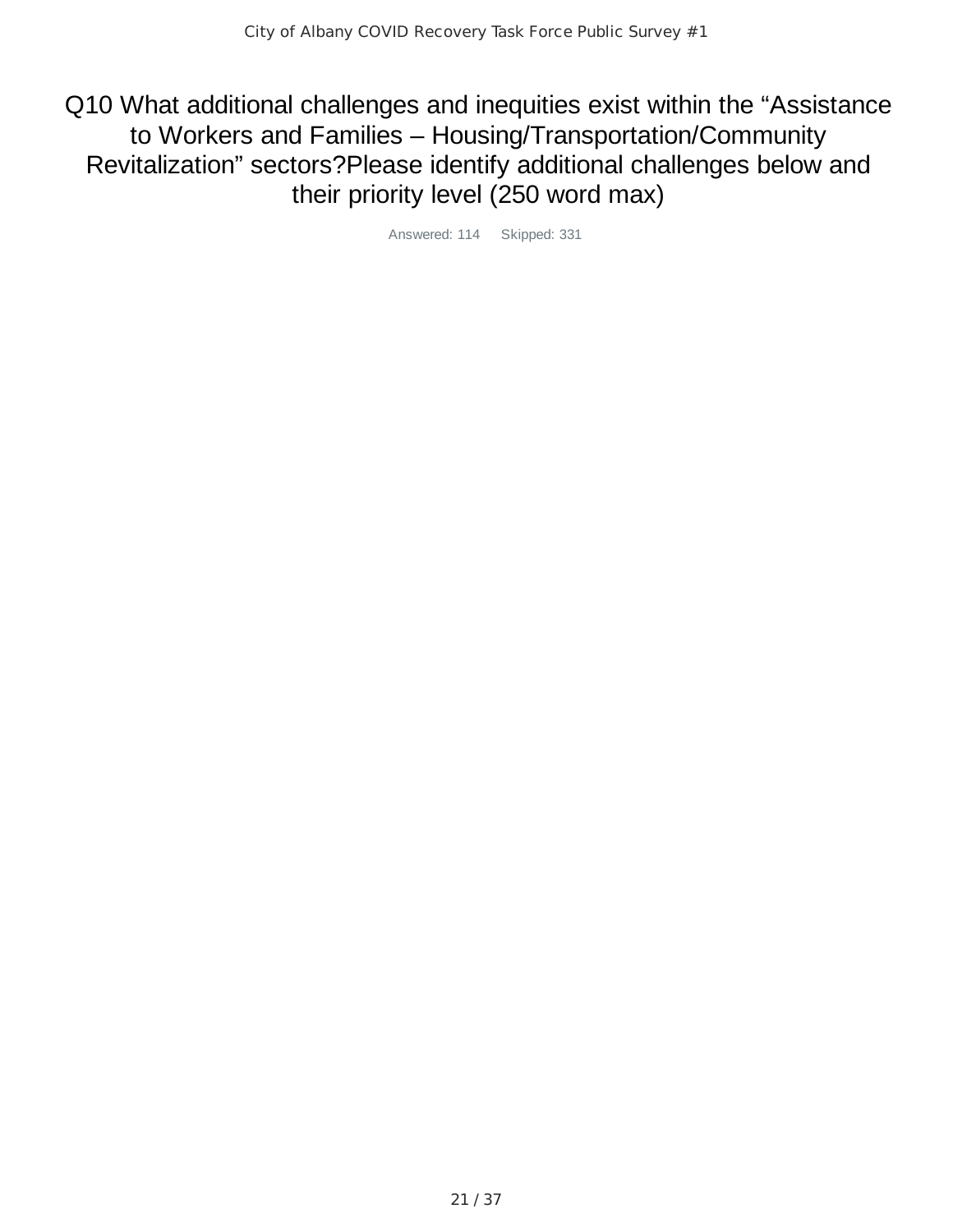# Q10 What additional challenges and inequities exist within the “Assistance to Workers and Families – Housing/Transportation/Community Revitalization” sectors?Please identify additional challenges below and their priority level (250 word max)

Answered: 114 Skipped: 331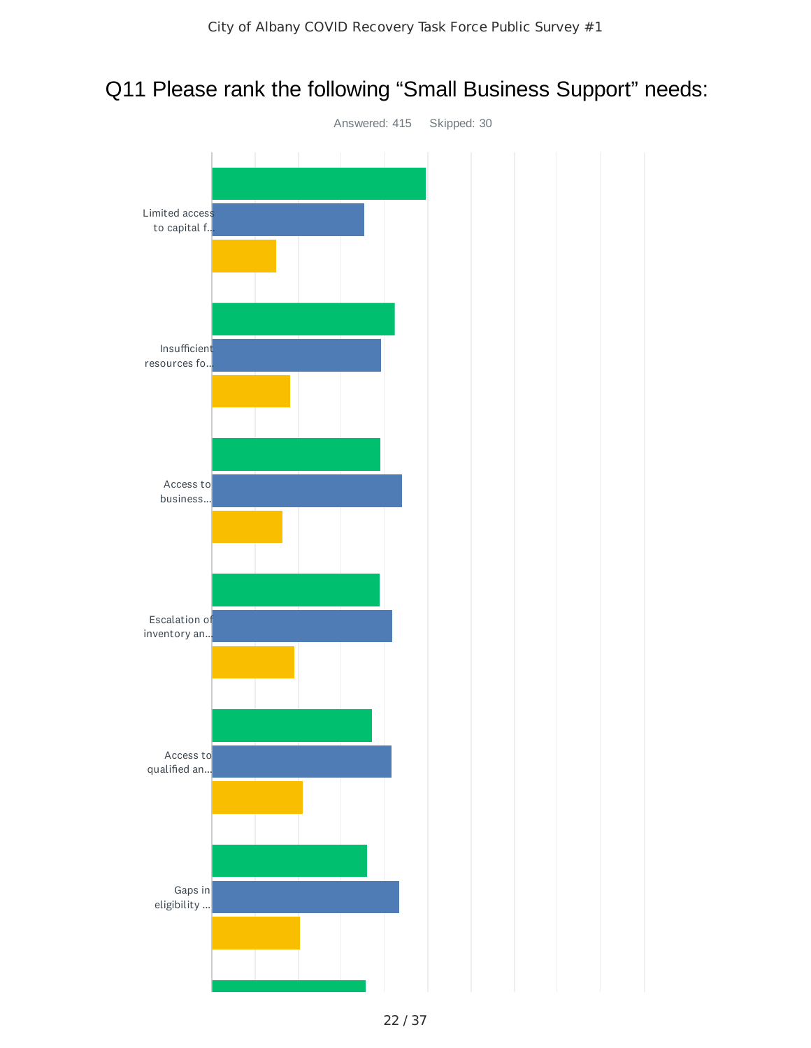## Q11 Please rank the following “Small Business Support” needs:

Answered: 415 Skipped: 30

Limited access to capital f...

Insufficient resources fo...

Access to business...

Escalation of inventory an...

Access to qualified an...

Gaps in eligibility ...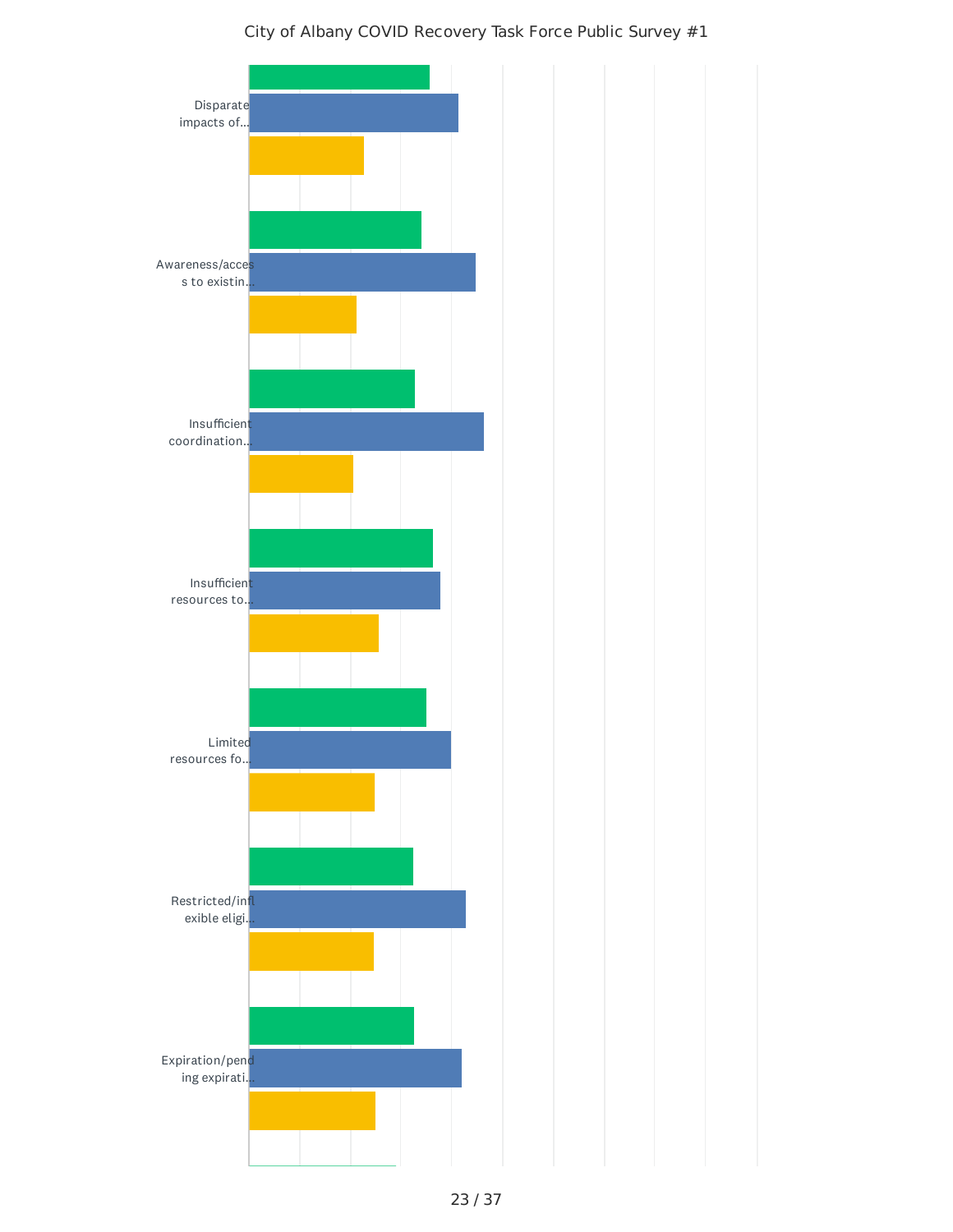City of Albany COVID Recovery Task Force Public Survey #1

Disparate impacts of...

Awareness/access to existin...

Insufficient coordination...

Insufficient resources to...

Limited resources fo...

Restricted/inflexible eligi...

Expiration/pending expirati...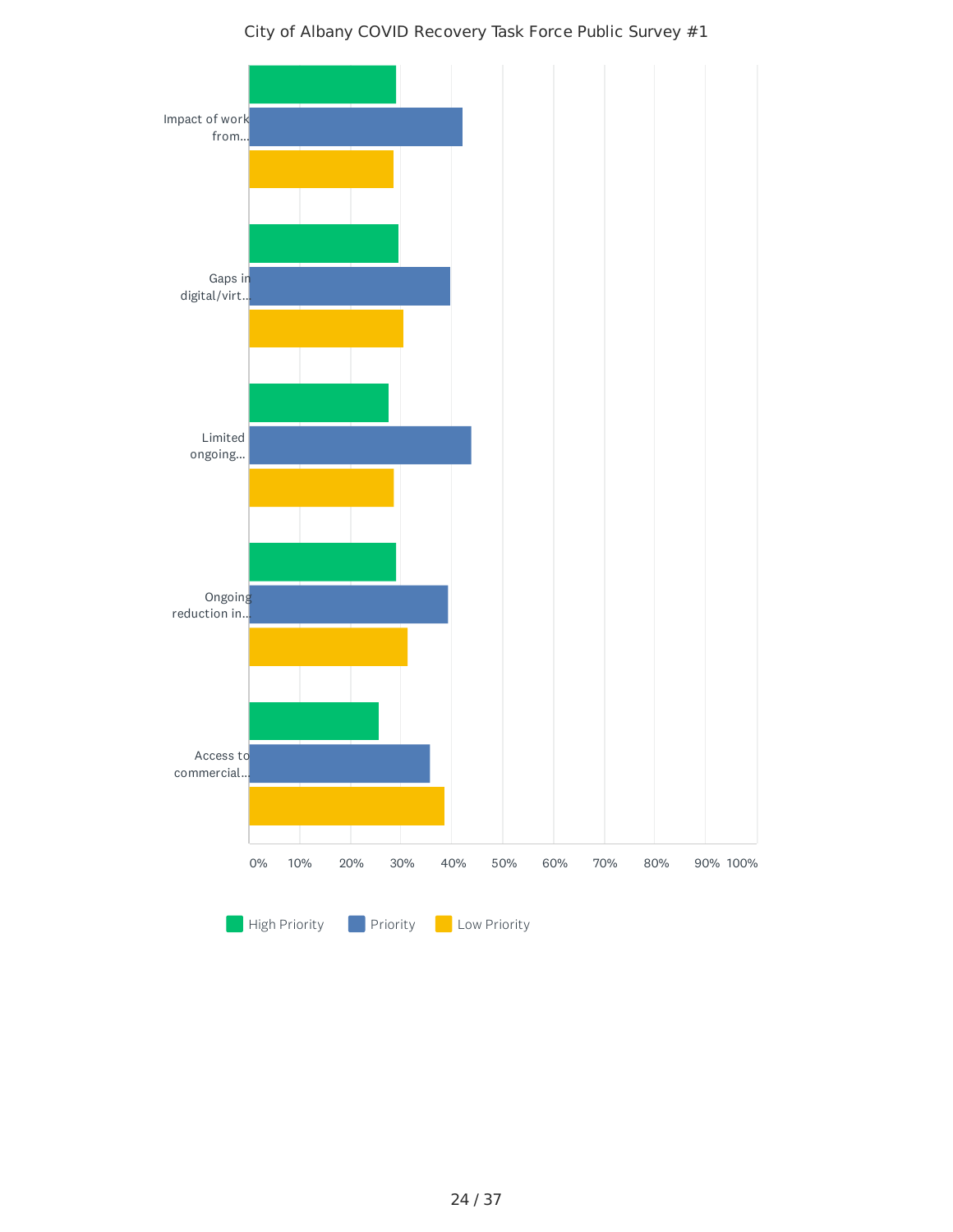City of Albany COVID Recovery Task Force Public Survey #1

| | High Priority | Priority | Low Priority |
|---|---|---|---|
| Impact of work from... | | | |
| Gaps in digital/virt... | | | |
| Limited ongoing... | | | |
| Ongoing reduction in... | | | |
| Access to commercial... | | | |

0% 10% 20% 30% 40% 50% 60% 70% 80% 90% 100%

High Priority | Priority | Low Priority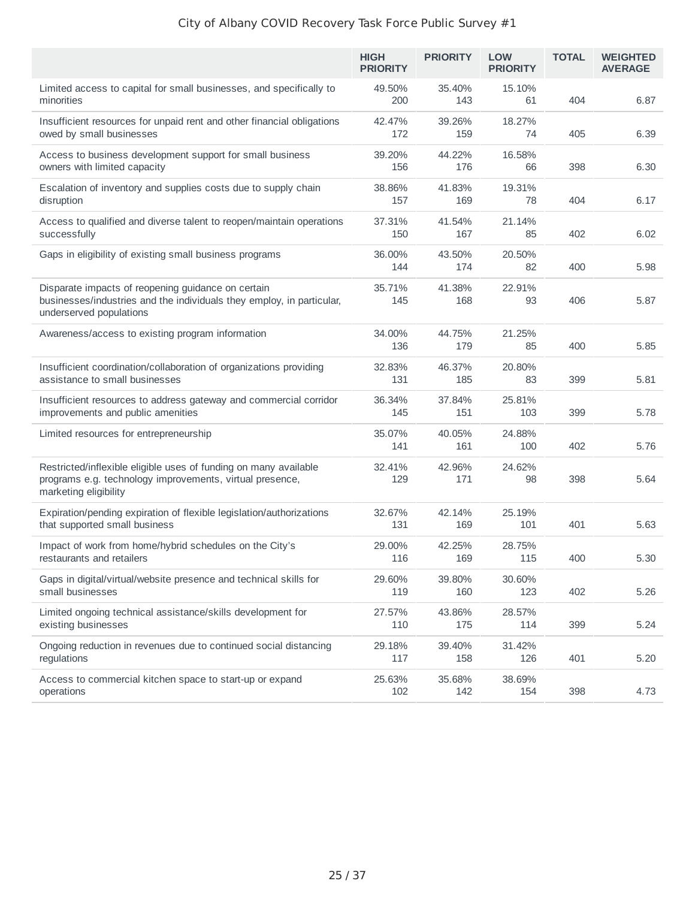City of Albany COVID Recovery Task Force Public Survey #1

| | HIGH PRIORITY | PRIORITY | LOW PRIORITY | TOTAL | WEIGHTED AVERAGE |
|---|---|---|---|---|---|
| Limited access to capital for small businesses, and specifically to minorities | 49.50% 200 | 35.40% 143 | 15.10% 61 | 404 | 6.87 |
| Insufficient resources for unpaid rent and other financial obligations owed by small businesses | 42.47% 172 | 39.26% 159 | 18.27% 74 | 405 | 6.39 |
| Access to business development support for small business owners with limited capacity | 39.20% 156 | 44.22% 176 | 16.58% 66 | 398 | 6.30 |
| Escalation of inventory and supplies costs due to supply chain disruption | 38.86% 157 | 41.83% 169 | 19.31% 78 | 404 | 6.17 |
| Access to qualified and diverse talent to reopen/maintain operations successfully | 37.31% 150 | 41.54% 167 | 21.14% 85 | 402 | 6.02 |
| Gaps in eligibility of existing small business programs | 36.00% 144 | 43.50% 174 | 20.50% 82 | 400 | 5.98 |
| Disparate impacts of reopening guidance on certain businesses/industries and the individuals they employ, in particular, underserved populations | 35.71% 145 | 41.38% 168 | 22.91% 93 | 406 | 5.87 |
| Awareness/access to existing program information | 34.00% 136 | 44.75% 179 | 21.25% 85 | 400 | 5.85 |
| Insufficient coordination/collaboration of organizations providing assistance to small businesses | 32.83% 131 | 46.37% 185 | 20.80% 83 | 399 | 5.81 |
| Insufficient resources to address gateway and commercial corridor improvements and public amenities | 36.34% 145 | 37.84% 151 | 25.81% 103 | 399 | 5.78 |
| Limited resources for entrepreneurship | 35.07% 141 | 40.05% 161 | 24.88% 100 | 402 | 5.76 |
| Restricted/inflexible eligible uses of funding on many available programs e.g. technology improvements, virtual presence, marketing eligibility | 32.41% 129 | 42.96% 171 | 24.62% 98 | 398 | 5.64 |
| Expiration/pending expiration of flexible legislation/authorizations that supported small business | 32.67% 131 | 42.14% 169 | 25.19% 101 | 401 | 5.63 |
| Impact of work from home/hybrid schedules on the City's restaurants and retailers | 29.00% 116 | 42.25% 169 | 28.75% 115 | 400 | 5.30 |
| Gaps in digital/virtual/website presence and technical skills for small businesses | 29.60% 119 | 39.80% 160 | 30.60% 123 | 402 | 5.26 |
| Limited ongoing technical assistance/skills development for existing businesses | 27.57% 110 | 43.86% 175 | 28.57% 114 | 399 | 5.24 |
| Ongoing reduction in revenues due to continued social distancing regulations | 29.18% 117 | 39.40% 158 | 31.42% 126 | 401 | 5.20 |
| Access to commercial kitchen space to start-up or expand operations | 25.63% 102 | 35.68% 142 | 38.69% 154 | 398 | 4.73 |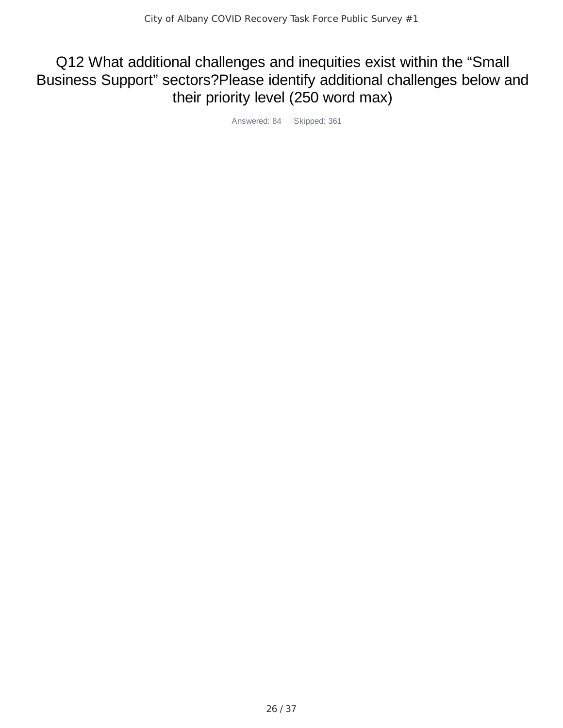# Q12 What additional challenges and inequities exist within the “Small Business Support” sectors?Please identify additional challenges below and their priority level (250 word max)

Answered: 84 Skipped: 361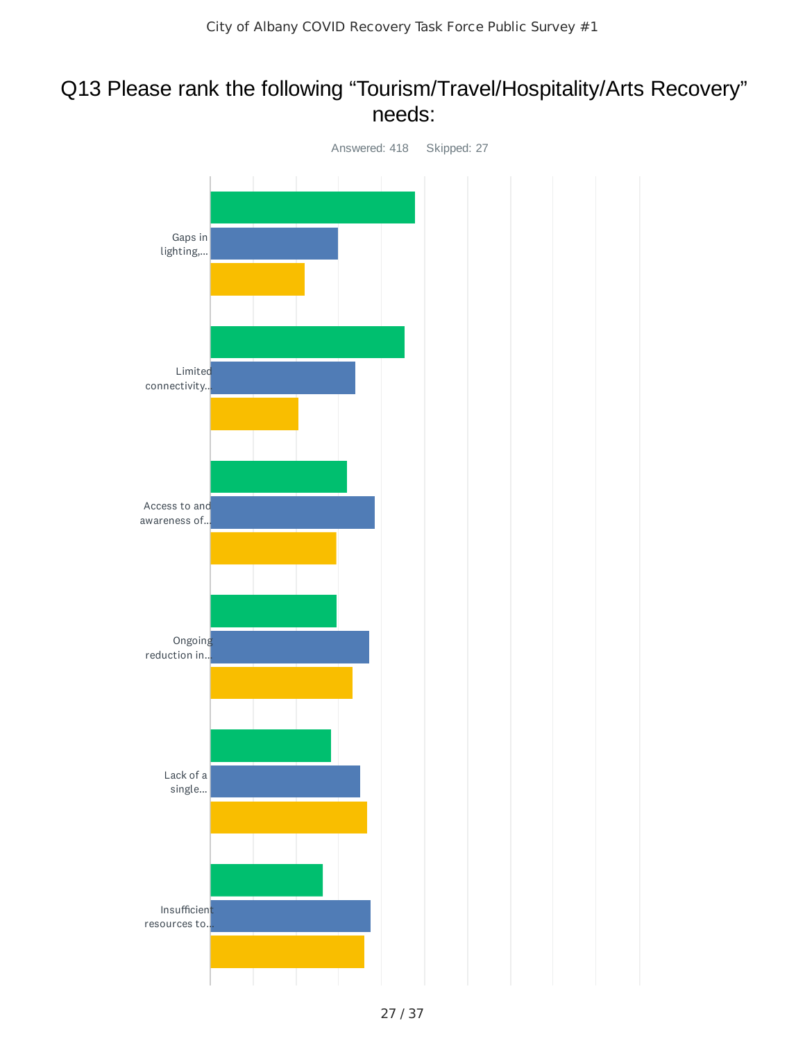# Q13 Please rank the following “Tourism/Travel/Hospitality/Arts Recovery” needs:

Answered: 418 Skipped: 27

Gaps in lighting,...

Limited connectivity...

Access to and awareness of...

Ongoing reduction in...

Lack of a single...

Insufficient resources to...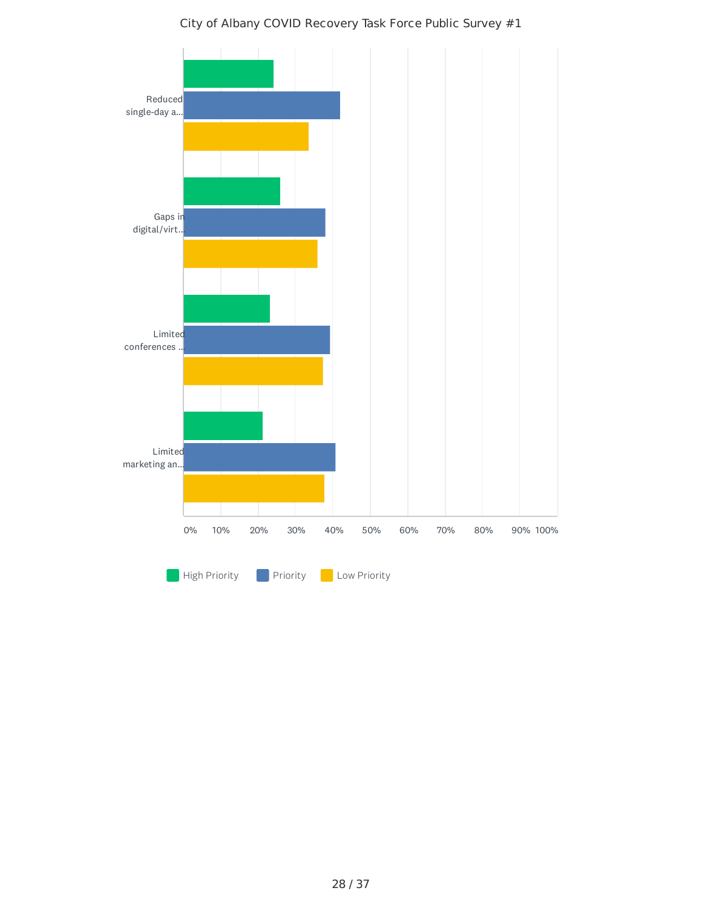City of Albany COVID Recovery Task Force Public Survey #1

| | High Priority | Priority | Low Priority |
|---|---|---|---|
| Reduced single-day a... | | | |
| Gaps in digital/virt... | | | |
| Limited conferences ... | | | |
| Limited marketing an... | | | |

0% 10% 20% 30% 40% 50% 60% 70% 80% 90% 100%

High Priority | Priority | Low Priority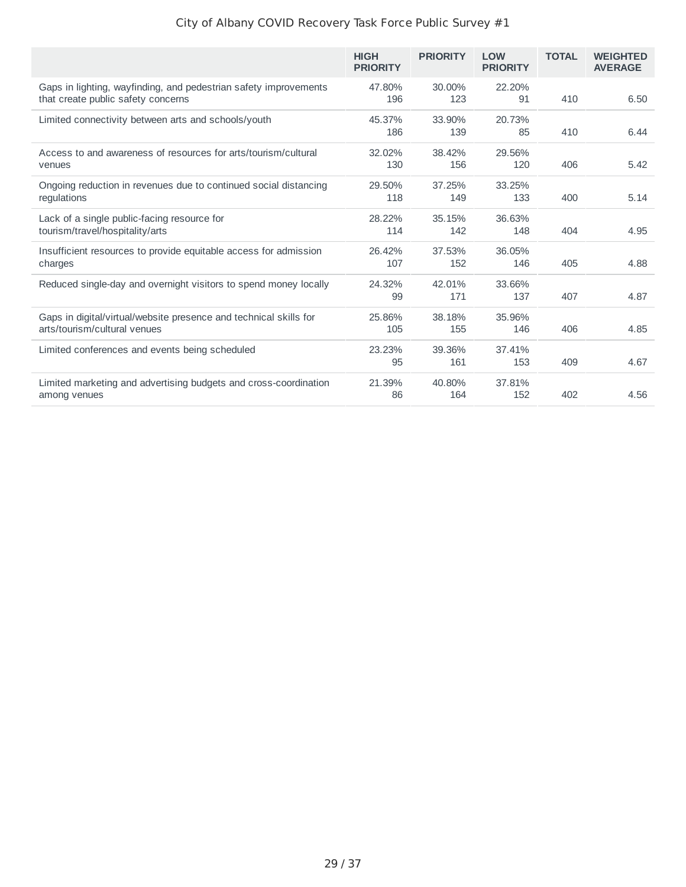City of Albany COVID Recovery Task Force Public Survey #1

| | HIGH PRIORITY | PRIORITY | LOW PRIORITY | TOTAL | WEIGHTED AVERAGE |
|---|---|---|---|---|---|
| Gaps in lighting, wayfinding, and pedestrian safety improvements that create public safety concerns | 47.80% 196 | 30.00% 123 | 22.20% 91 | 410 | 6.50 |
| Limited connectivity between arts and schools/youth | 45.37% 186 | 33.90% 139 | 20.73% 85 | 410 | 6.44 |
| Access to and awareness of resources for arts/tourism/cultural venues | 32.02% 130 | 38.42% 156 | 29.56% 120 | 406 | 5.42 |
| Ongoing reduction in revenues due to continued social distancing regulations | 29.50% 118 | 37.25% 149 | 33.25% 133 | 400 | 5.14 |
| Lack of a single public-facing resource for tourism/travel/hospitality/arts | 28.22% 114 | 35.15% 142 | 36.63% 148 | 404 | 4.95 |
| Insufficient resources to provide equitable access for admission charges | 26.42% 107 | 37.53% 152 | 36.05% 146 | 405 | 4.88 |
| Reduced single-day and overnight visitors to spend money locally | 24.32% 99 | 42.01% 171 | 33.66% 137 | 407 | 4.87 |
| Gaps in digital/virtual/website presence and technical skills for arts/tourism/cultural venues | 25.86% 105 | 38.18% 155 | 35.96% 146 | 406 | 4.85 |
| Limited conferences and events being scheduled | 23.23% 95 | 39.36% 161 | 37.41% 153 | 409 | 4.67 |
| Limited marketing and advertising budgets and cross-coordination among venues | 21.39% 86 | 40.80% 164 | 37.81% 152 | 402 | 4.56 |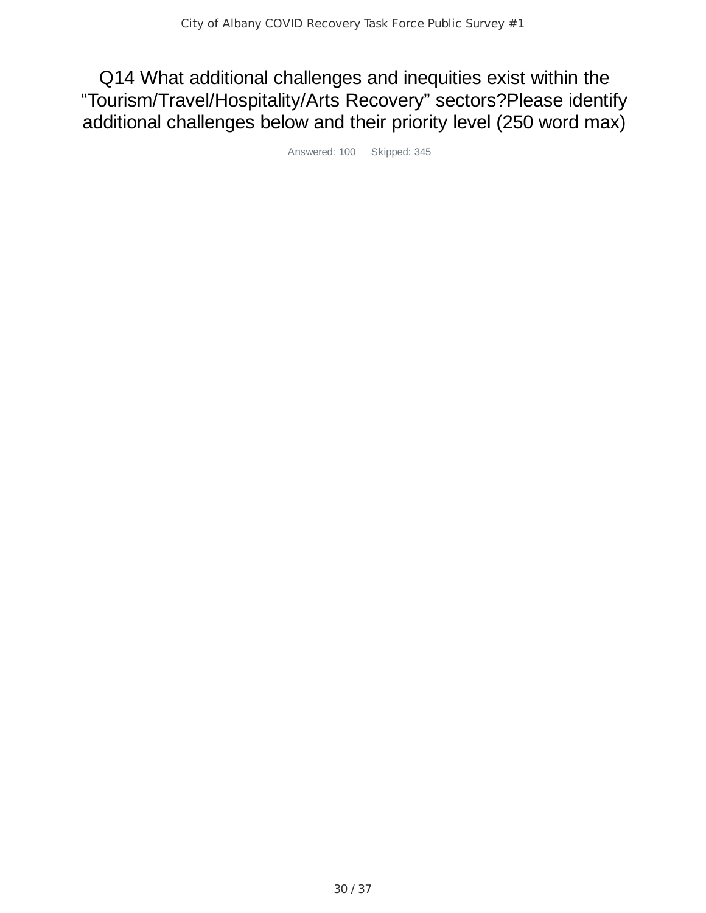# Q14 What additional challenges and inequities exist within the “Tourism/Travel/Hospitality/Arts Recovery” sectors?Please identify additional challenges below and their priority level (250 word max)

Answered: 100 Skipped: 345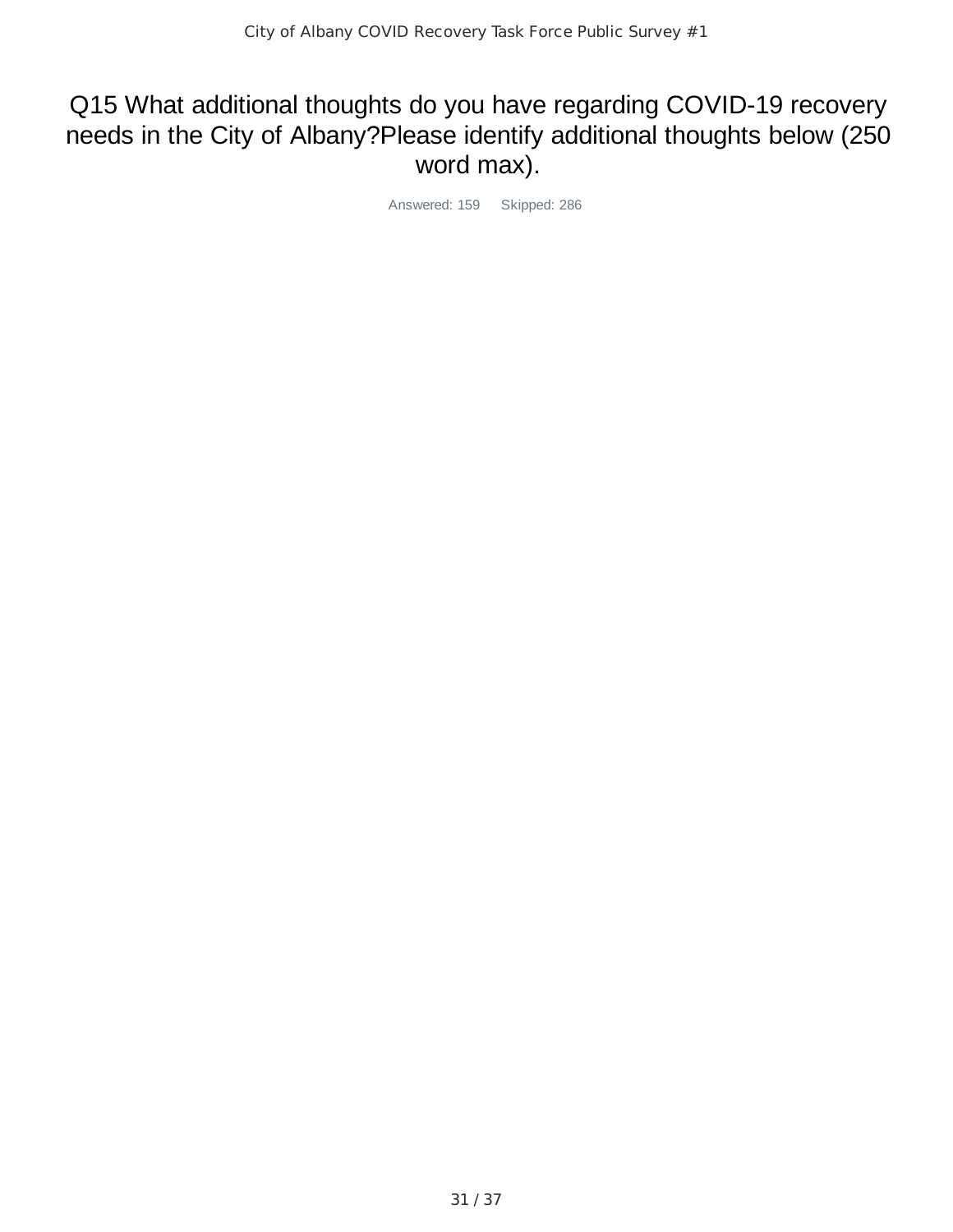# Q15 What additional thoughts do you have regarding COVID-19 recovery needs in the City of Albany?Please identify additional thoughts below (250 word max).

Answered: 159 Skipped: 286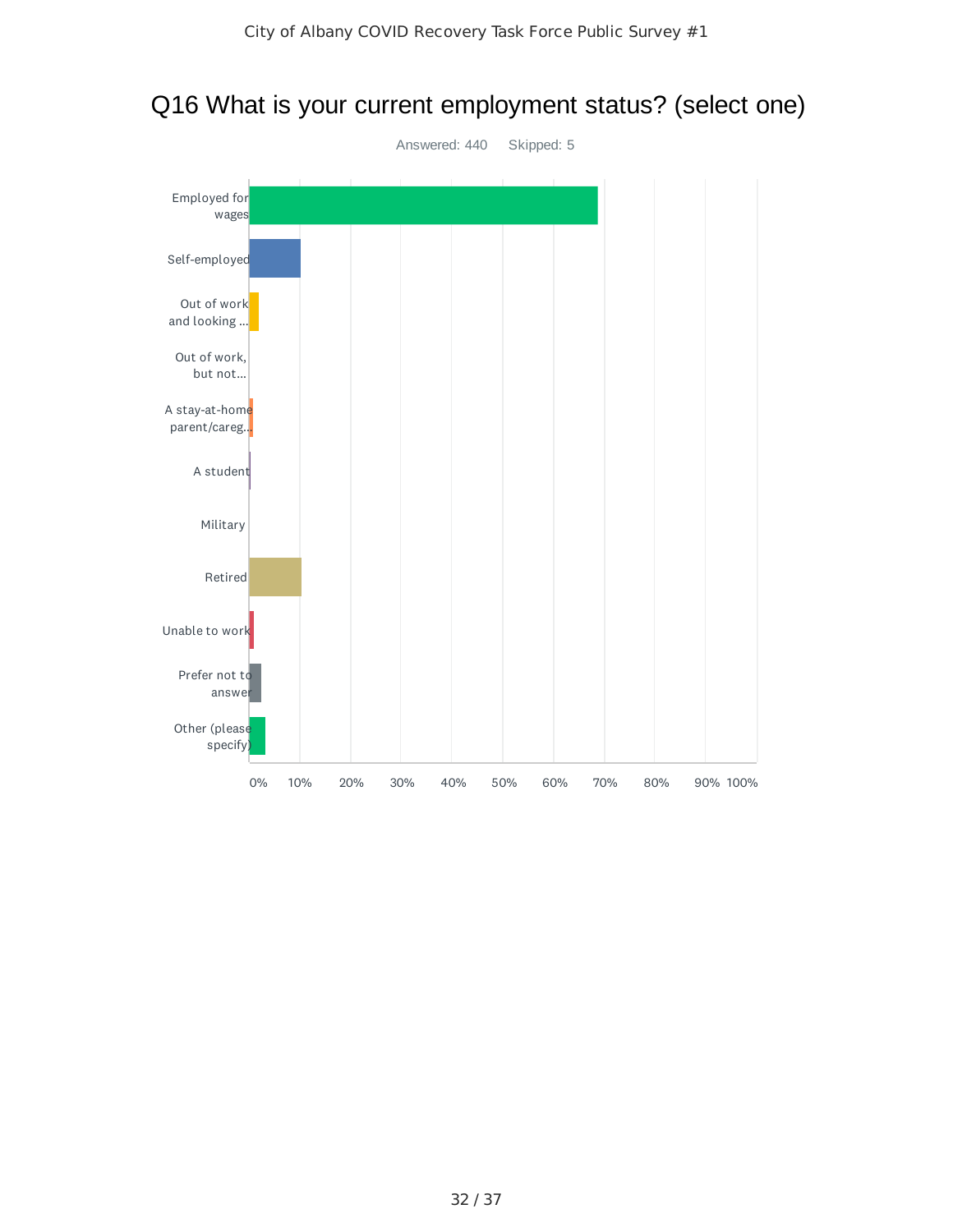# Q16 What is your current employment status? (select one)

Answered: 440 Skipped: 5

| Answer Choices |
| --- |
| Employed for wages |
| Self-employed |
| Out of work and looking ... |
| Out of work, but not... |
| A stay-at-home parent/careg... |
| A student |
| Military |
| Retired |
| Unable to work |
| Prefer not to answer |
| Other (please specify) |

0% 10% 20% 30% 40% 50% 60% 70% 80% 90% 100%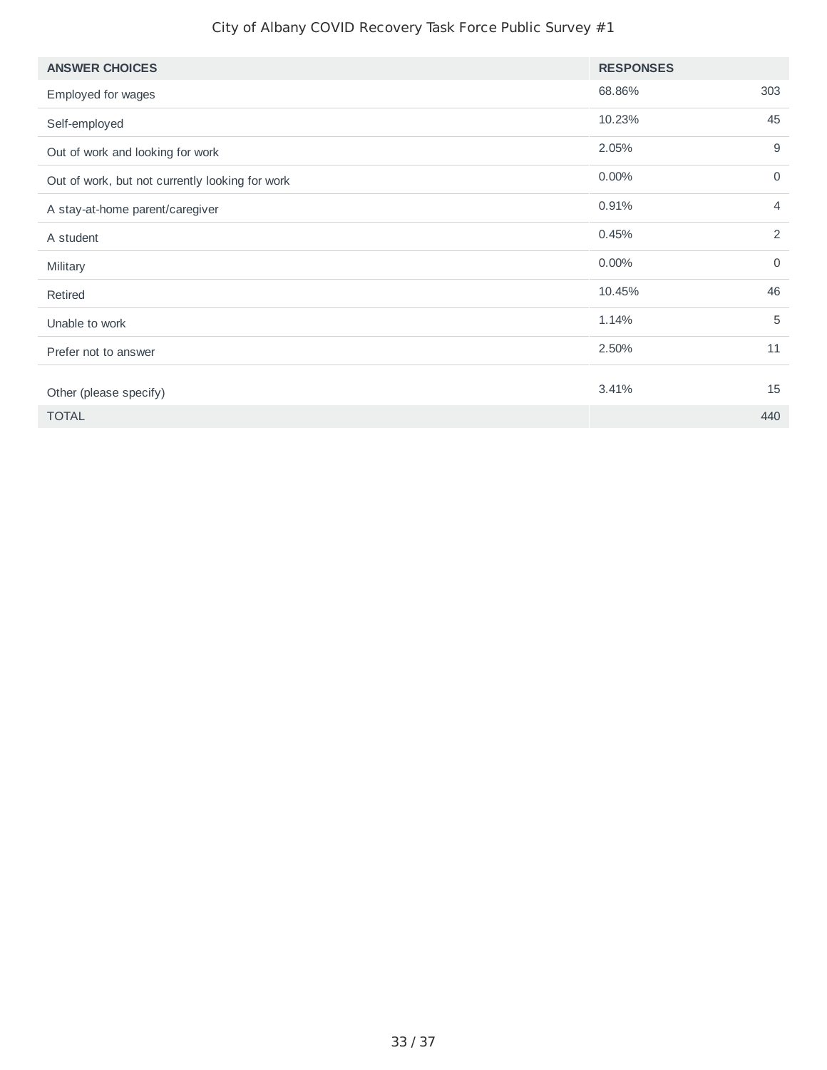| ANSWER CHOICES | RESPONSES | |
|---|---|---|
| Employed for wages | 68.86% | 303 |
| Self-employed | 10.23% | 45 |
| Out of work and looking for work | 2.05% | 9 |
| Out of work, but not currently looking for work | 0.00% | 0 |
| A stay-at-home parent/caregiver | 0.91% | 4 |
| A student | 0.45% | 2 |
| Military | 0.00% | 0 |
| Retired | 10.45% | 46 |
| Unable to work | 1.14% | 5 |
| Prefer not to answer | 2.50% | 11 |
| Other (please specify) | 3.41% | 15 |
| TOTAL | | 440 |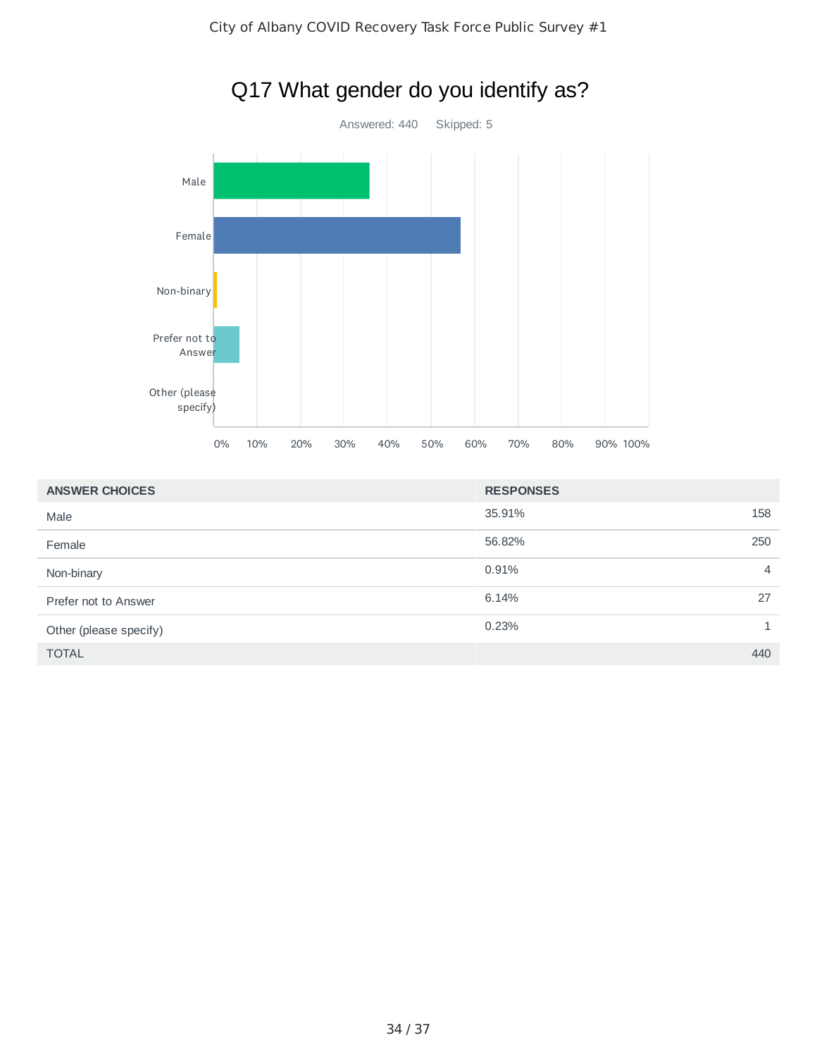# Q17 What gender do you identify as?

Answered: 440    Skipped: 5

| ANSWER CHOICES | RESPONSES | |
|---|---|---|
| Male | 35.91% | 158 |
| Female | 56.82% | 250 |
| Non-binary | 0.91% | 4 |
| Prefer not to Answer | 6.14% | 27 |
| Other (please specify) | 0.23% | 1 |
| TOTAL | | 440 |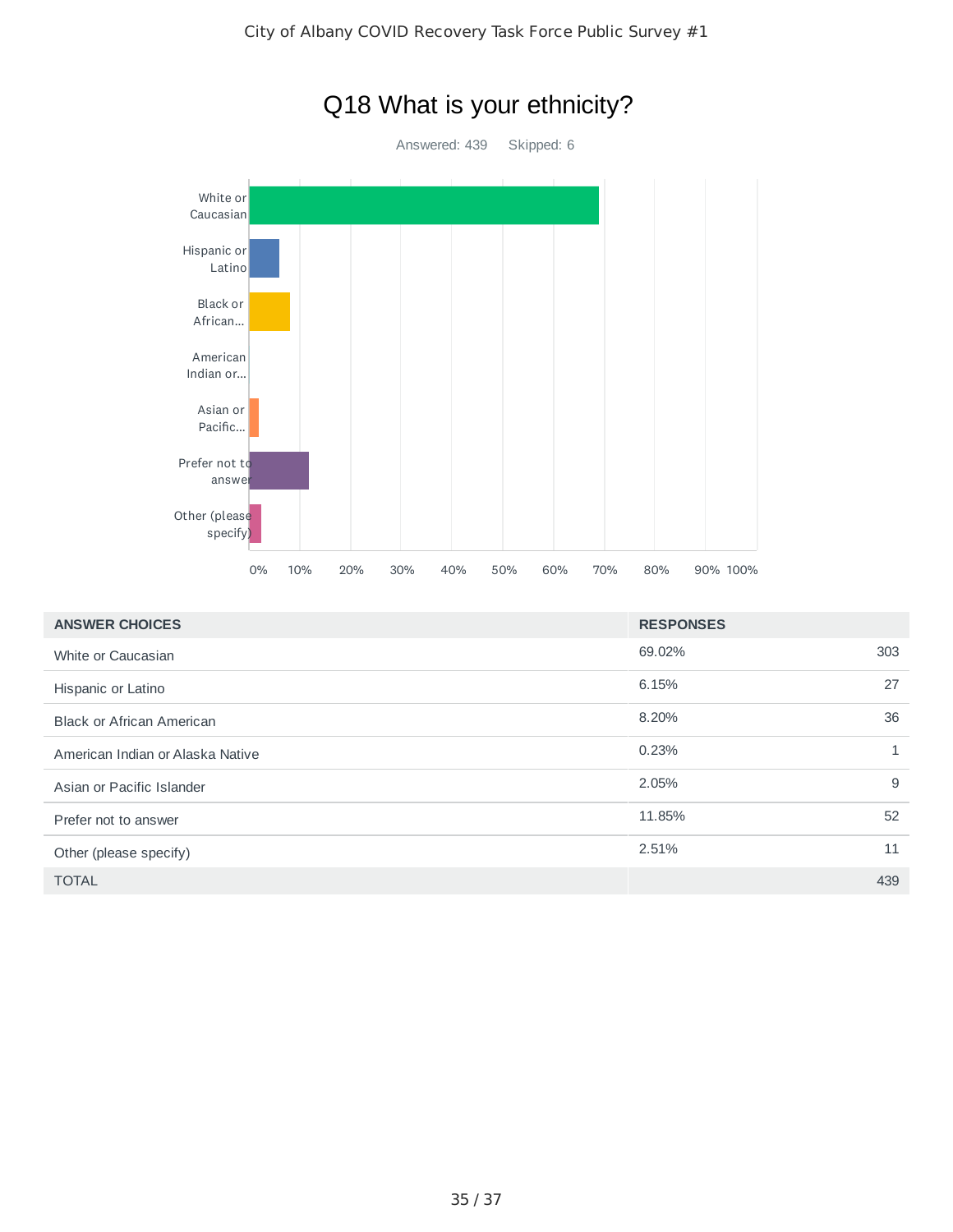# Q18 What is your ethnicity?

Answered: 439 Skipped: 6

| ANSWER CHOICES | RESPONSES | |
|---|---|---|
| White or Caucasian | 69.02% | 303 |
| Hispanic or Latino | 6.15% | 27 |
| Black or African American | 8.20% | 36 |
| American Indian or Alaska Native | 0.23% | 1 |
| Asian or Pacific Islander | 2.05% | 9 |
| Prefer not to answer | 11.85% | 52 |
| Other (please specify) | 2.51% | 11 |
| TOTAL | | 439 |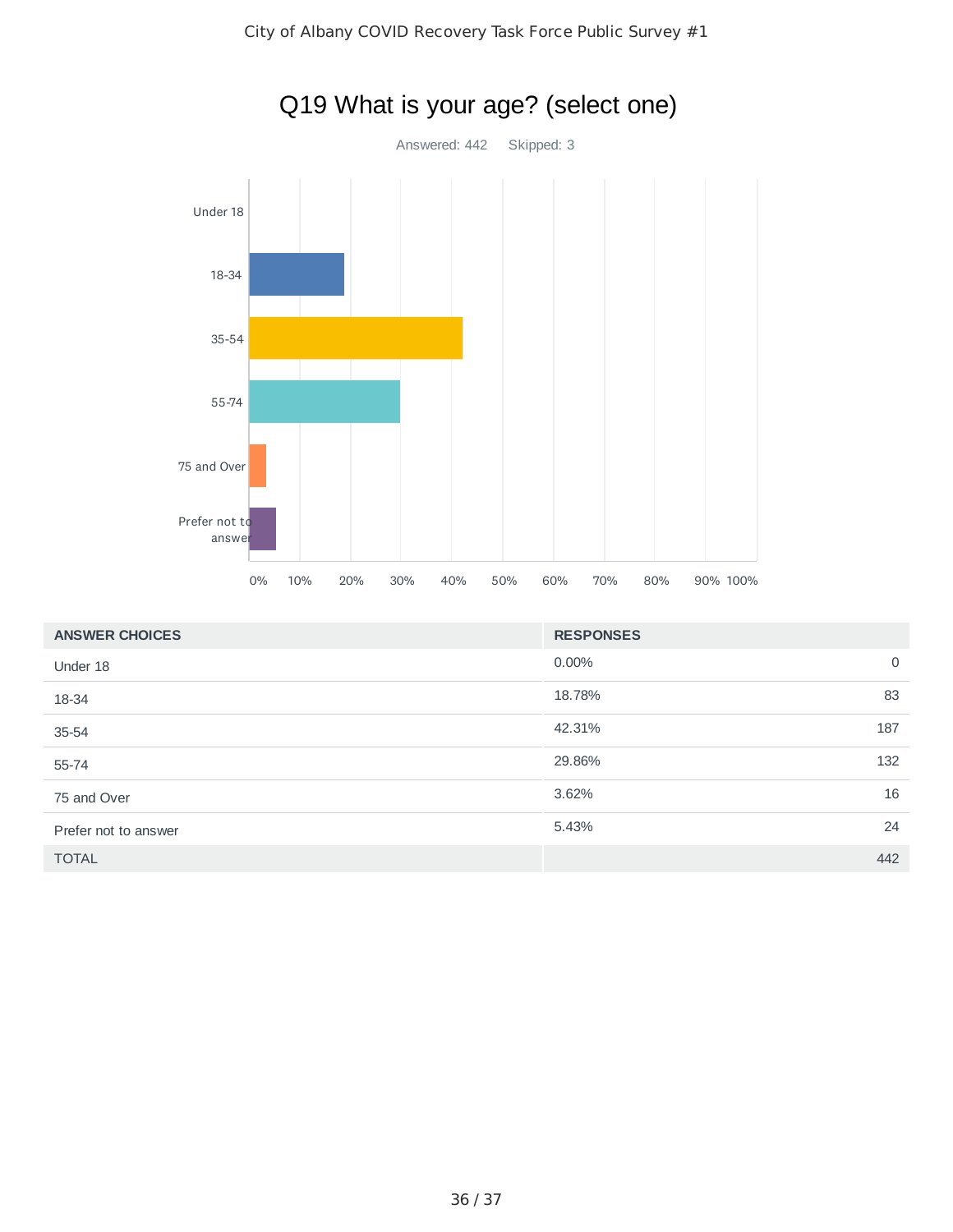# Q19 What is your age? (select one)

Answered: 442    Skipped: 3

| ANSWER CHOICES | RESPONSES | |
|---|---|---|
| Under 18 | 0.00% | 0 |
| 18-34 | 18.78% | 83 |
| 35-54 | 42.31% | 187 |
| 55-74 | 29.86% | 132 |
| 75 and Over | 3.62% | 16 |
| Prefer not to answer | 5.43% | 24 |
| TOTAL | | 442 |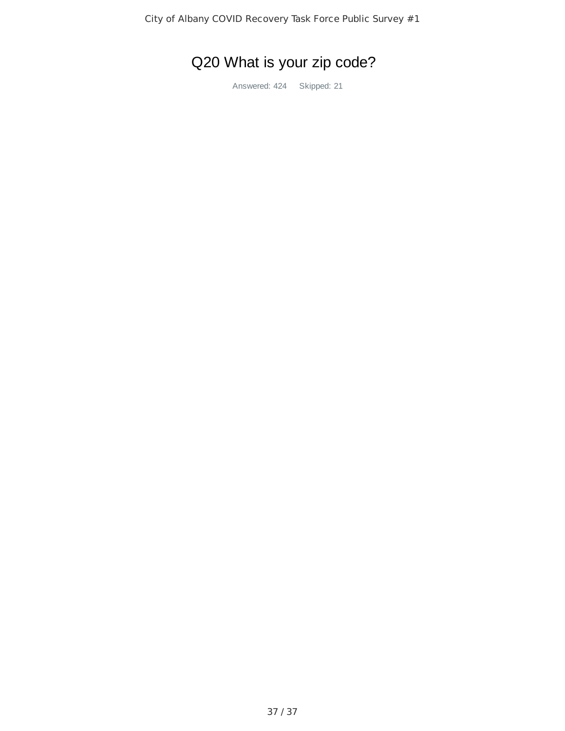# Q20 What is your zip code?

Answered: 424 Skipped: 21